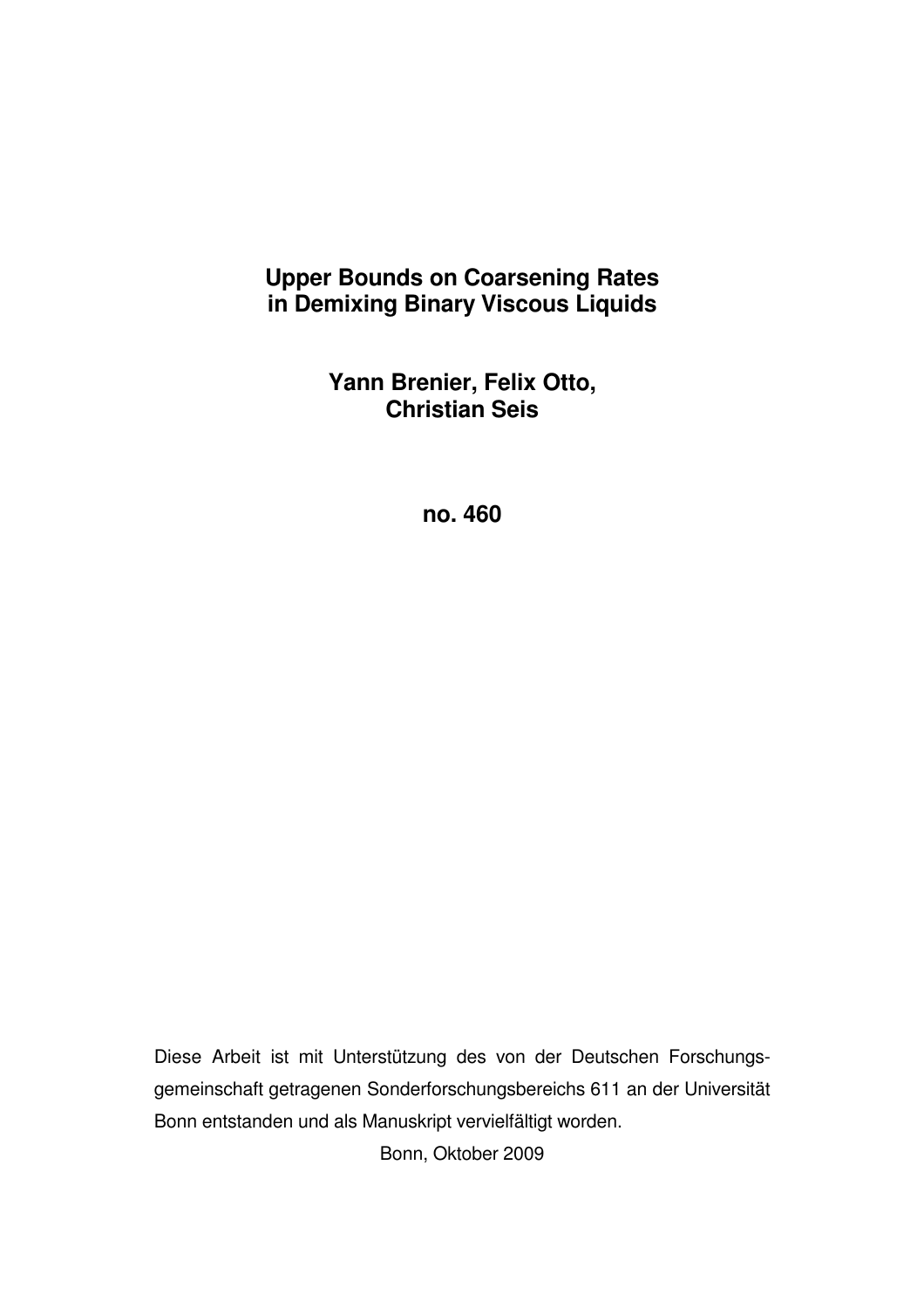# Upper Bounds on Coarsening Rates in Demixing Binary Viscous Liquids

**Yann Brenier, Felix Otto, Christian Seis**

**no. 460**

Diese Arbeit ist mit Unterstützung des von der Deutschen Forschungsgemeinschaft getragenen Sonderforschungsbereichs 611 an der Universität Bonn entstanden und als Manuskript vervielfältigt worden.

Bonn, Oktober 2009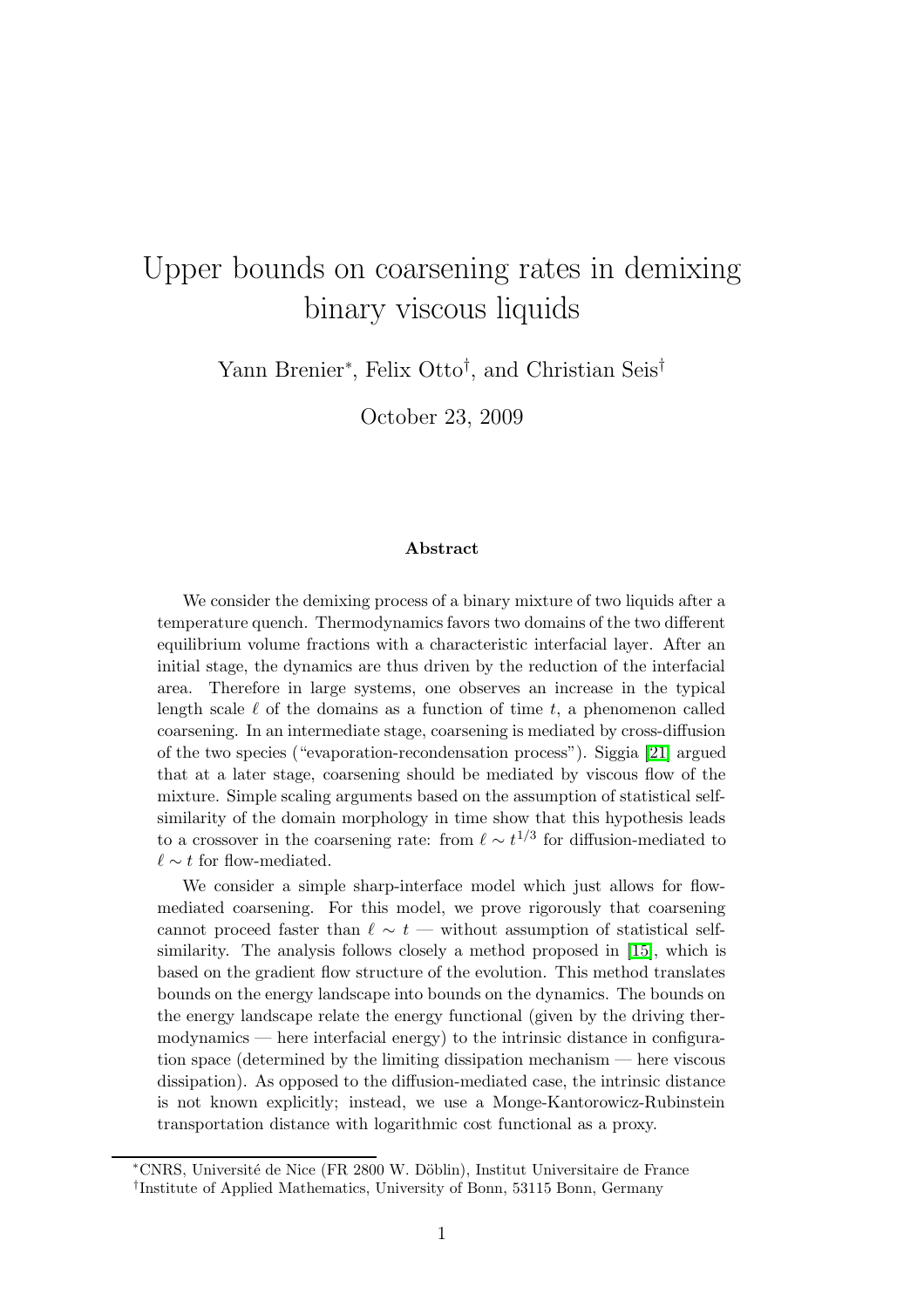# Upper bounds on coarsening rates in demixing binary viscous liquids

Yann Brenier*, Felix Otto†, and Christian Seis†

October 23, 2009

### Abstract

We consider the demixing process of a binary mixture of two liquids after a temperature quench. Thermodynamics favors two domains of the two different equilibrium volume fractions with a characteristic interfacial layer. After an initial stage, the dynamics are thus driven by the reduction of the interfacial area. Therefore in large systems, one observes an increase in the typical length scale $\ell$ of the domains as a function of time $t$, a phenomenon called coarsening. In an intermediate stage, coarsening is mediated by cross-diffusion of the two species ("evaporation-recondensation process"). Siggia [21] argued that at a later stage, coarsening should be mediated by viscous flow of the mixture. Simple scaling arguments based on the assumption of statistical self-similarity of the domain morphology in time show that this hypothesis leads to a crossover in the coarsening rate: from $\ell \sim t^{1/3}$ for diffusion-mediated to $\ell \sim t$ for flow-mediated.

We consider a simple sharp-interface model which just allows for flow-mediated coarsening. For this model, we prove rigorously that coarsening cannot proceed faster than $\ell \sim t$ — without assumption of statistical self-similarity. The analysis follows closely a method proposed in [15], which is based on the gradient flow structure of the evolution. This method translates bounds on the energy landscape into bounds on the dynamics. The bounds on the energy landscape relate the energy functional (given by the driving thermodynamics — here interfacial energy) to the intrinsic distance in configuration space (determined by the limiting dissipation mechanism — here viscous dissipation). As opposed to the diffusion-mediated case, the intrinsic distance is not known explicitly; instead, we use a Monge-Kantorovicz-Rubinstein transportation distance with logarithmic cost functional as a proxy.

---

*CNRS, Université de Nice (FR 2800 W. Döblin), Institut Universitaire de France

†Institute of Applied Mathematics, University of Bonn, 53115 Bonn, Germany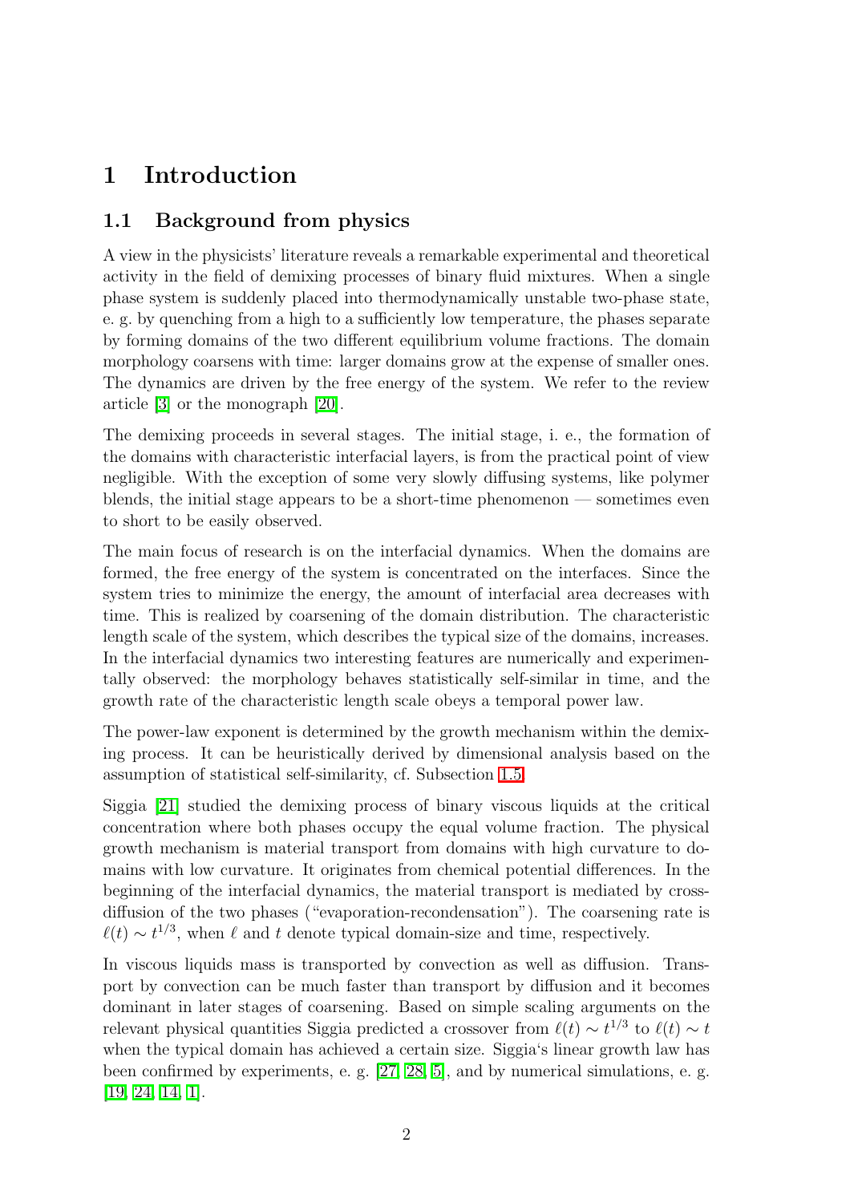# 1 Introduction

## 1.1 Background from physics

A view in the physicists' literature reveals a remarkable experimental and theoretical activity in the field of demixing processes of binary fluid mixtures. When a single phase system is suddenly placed into thermodynamically unstable two-phase state, e. g. by quenching from a high to a sufficiently low temperature, the phases separate by forming domains of the two different equilibrium volume fractions. The domain morphology coarsens with time: larger domains grow at the expense of smaller ones. The dynamics are driven by the free energy of the system. We refer to the review article [3] or the monograph [20].

The demixing proceeds in several stages. The initial stage, i. e., the formation of the domains with characteristic interfacial layers, is from the practical point of view negligible. With the exception of some very slowly diffusing systems, like polymer blends, the initial stage appears to be a short-time phenomenon — sometimes even to short to be easily observed.

The main focus of research is on the interfacial dynamics. When the domains are formed, the free energy of the system is concentrated on the interfaces. Since the system tries to minimize the energy, the amount of interfacial area decreases with time. This is realized by coarsening of the domain distribution. The characteristic length scale of the system, which describes the typical size of the domains, increases. In the interfacial dynamics two interesting features are numerically and experimentally observed: the morphology behaves statistically self-similar in time, and the growth rate of the characteristic length scale obeys a temporal power law.

The power-law exponent is determined by the growth mechanism within the demixing process. It can be heuristically derived by dimensional analysis based on the assumption of statistical self-similarity, cf. Subsection 1.5.

Siggia [21] studied the demixing process of binary viscous liquids at the critical concentration where both phases occupy the equal volume fraction. The physical growth mechanism is material transport from domains with high curvature to domains with low curvature. It originates from chemical potential differences. In the beginning of the interfacial dynamics, the material transport is mediated by cross-diffusion of the two phases ("evaporation-recondensation"). The coarsening rate is $\ell(t) \sim t^{1/3}$, when $\ell$ and $t$ denote typical domain-size and time, respectively.

In viscous liquids mass is transported by convection as well as diffusion. Transport by convection can be much faster than transport by diffusion and it becomes dominant in later stages of coarsening. Based on simple scaling arguments on the relevant physical quantities Siggia predicted a crossover from $\ell(t) \sim t^{1/3}$ to $\ell(t) \sim t$ when the typical domain has achieved a certain size. Siggia's linear growth law has been confirmed by experiments, e. g. [27, 28, 5], and by numerical simulations, e. g. [19, 24, 14, 1].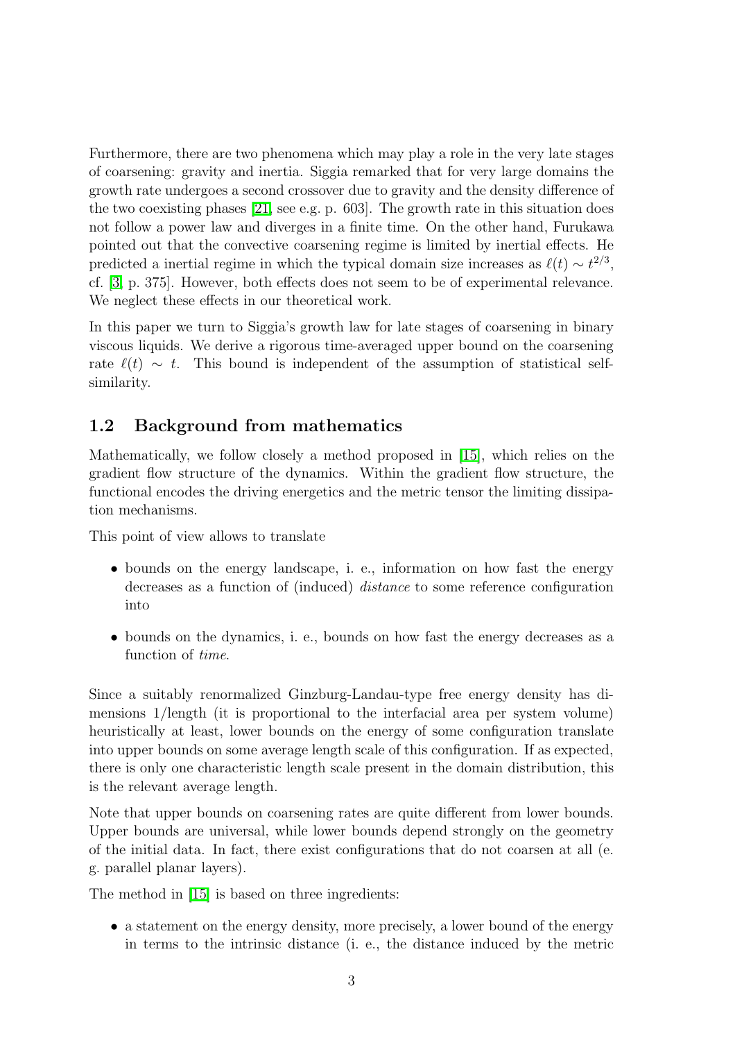Furthermore, there are two phenomena which may play a role in the very late stages of coarsening: gravity and inertia. Siggia remarked that for very large domains the growth rate undergoes a second crossover due to gravity and the density difference of the two coexisting phases [21, see e.g. p. 603]. The growth rate in this situation does not follow a power law and diverges in a finite time. On the other hand, Furukawa pointed out that the convective coarsening regime is limited by inertial effects. He predicted a inertial regime in which the typical domain size increases as $\ell(t) \sim t^{2/3}$, cf. [3, p. 375]. However, both effects does not seem to be of experimental relevance. We neglect these effects in our theoretical work.

In this paper we turn to Siggia's growth law for late stages of coarsening in binary viscous liquids. We derive a rigorous time-averaged upper bound on the coarsening rate $\ell(t) \sim t$. This bound is independent of the assumption of statistical self-similarity.

## 1.2 Background from mathematics

Mathematically, we follow closely a method proposed in [15], which relies on the gradient flow structure of the dynamics. Within the gradient flow structure, the functional encodes the driving energetics and the metric tensor the limiting dissipation mechanisms.

This point of view allows to translate

- bounds on the energy landscape, i. e., information on how fast the energy decreases as a function of (induced) *distance* to some reference configuration into
- bounds on the dynamics, i. e., bounds on how fast the energy decreases as a function of *time*.

Since a suitably renormalized Ginzburg-Landau-type free energy density has dimensions 1/length (it is proportional to the interfacial area per system volume) heuristically at least, lower bounds on the energy of some configuration translate into upper bounds on some average length scale of this configuration. If as expected, there is only one characteristic length scale present in the domain distribution, this is the relevant average length.

Note that upper bounds on coarsening rates are quite different from lower bounds. Upper bounds are universal, while lower bounds depend strongly on the geometry of the initial data. In fact, there exist configurations that do not coarsen at all (e. g. parallel planar layers).

The method in [15] is based on three ingredients:

- a statement on the energy density, more precisely, a lower bound of the energy in terms to the intrinsic distance (i. e., the distance induced by the metric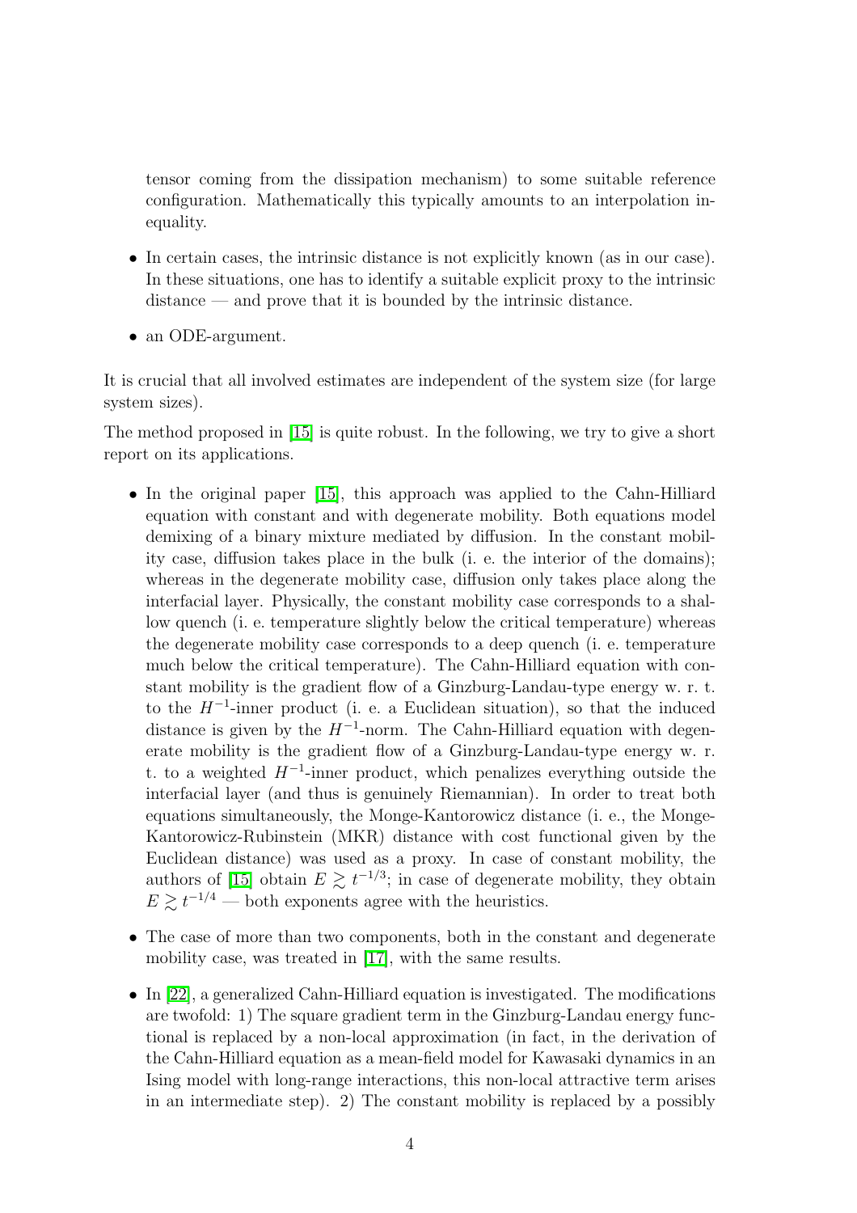tensor coming from the dissipation mechanism) to some suitable reference configuration. Mathematically this typically amounts to an interpolation inequality.

- In certain cases, the intrinsic distance is not explicitly known (as in our case). In these situations, one has to identify a suitable explicit proxy to the intrinsic distance — and prove that it is bounded by the intrinsic distance.
- an ODE-argument.

It is crucial that all involved estimates are independent of the system size (for large system sizes).

The method proposed in [15] is quite robust. In the following, we try to give a short report on its applications.

- In the original paper [15], this approach was applied to the Cahn-Hilliard equation with constant and with degenerate mobility. Both equations model demixing of a binary mixture mediated by diffusion. In the constant mobility case, diffusion takes place in the bulk (i. e. the interior of the domains); whereas in the degenerate mobility case, diffusion only takes place along the interfacial layer. Physically, the constant mobility case corresponds to a shallow quench (i. e. temperature slightly below the critical temperature) whereas the degenerate mobility case corresponds to a deep quench (i. e. temperature much below the critical temperature). The Cahn-Hilliard equation with constant mobility is the gradient flow of a Ginzburg-Landau-type energy w. r. t. to the $H^{-1}$-inner product (i. e. a Euclidean situation), so that the induced distance is given by the $H^{-1}$-norm. The Cahn-Hilliard equation with degenerate mobility is the gradient flow of a Ginzburg-Landau-type energy w. r. t. to a weighted $H^{-1}$-inner product, which penalizes everything outside the interfacial layer (and thus is genuinely Riemannian). In order to treat both equations simultaneously, the Monge-Kantorowicz distance (i. e., the Monge-Kantorowicz-Rubinstein (MKR) distance with cost functional given by the Euclidean distance) was used as a proxy. In case of constant mobility, the authors of [15] obtain $E \gtrsim t^{-1/3}$; in case of degenerate mobility, they obtain $E \gtrsim t^{-1/4}$ — both exponents agree with the heuristics.
- The case of more than two components, both in the constant and degenerate mobility case, was treated in [17], with the same results.
- In [22], a generalized Cahn-Hilliard equation is investigated. The modifications are twofold: 1) The square gradient term in the Ginzburg-Landau energy functional is replaced by a non-local approximation (in fact, in the derivation of the Cahn-Hilliard equation as a mean-field model for Kawasaki dynamics in an Ising model with long-range interactions, this non-local attractive term arises in an intermediate step). 2) The constant mobility is replaced by a possibly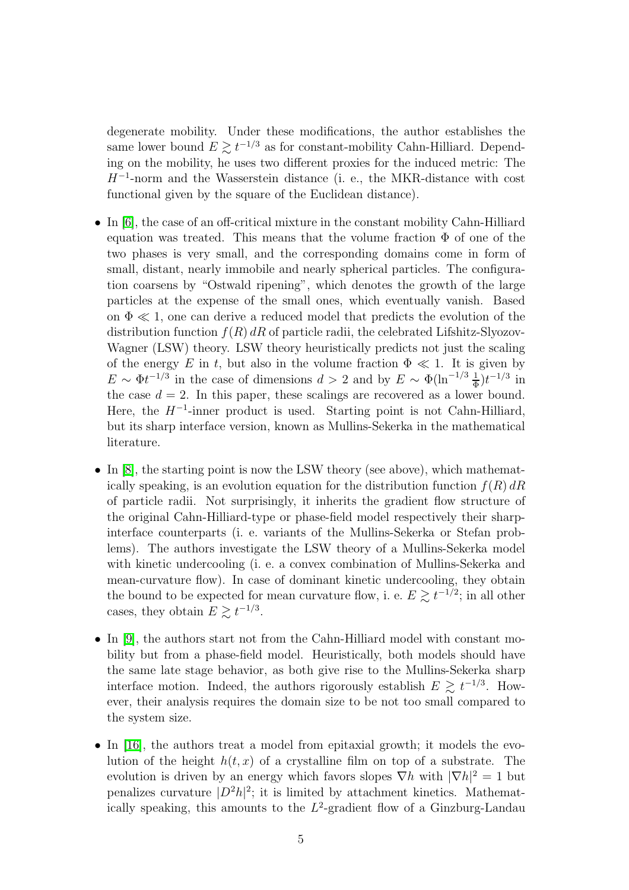degenerate mobility. Under these modifications, the author establishes the same lower bound $E \gtrsim t^{-1/3}$ as for constant-mobility Cahn-Hilliard. Depending on the mobility, he uses two different proxies for the induced metric: The $H^{-1}$-norm and the Wasserstein distance (i. e., the MKR-distance with cost functional given by the square of the Euclidean distance).

- In [6], the case of an off-critical mixture in the constant mobility Cahn-Hilliard equation was treated. This means that the volume fraction $\Phi$ of one of the two phases is very small, and the corresponding domains come in form of small, distant, nearly immobile and nearly spherical particles. The configuration coarsens by "Ostwald ripening", which denotes the growth of the large particles at the expense of the small ones, which eventually vanish. Based on $\Phi \ll 1$, one can derive a reduced model that predicts the evolution of the distribution function $f(R)\,dR$ of particle radii, the celebrated Lifshitz-Slyozov-Wagner (LSW) theory. LSW theory heuristically predicts not just the scaling of the energy $E$ in $t$, but also in the volume fraction $\Phi \ll 1$. It is given by $E \sim \Phi t^{-1/3}$ in the case of dimensions $d > 2$ and by $E \sim \Phi(\ln^{-1/3} \frac{1}{\Phi}) t^{-1/3}$ in the case $d = 2$. In this paper, these scalings are recovered as a lower bound. Here, the $H^{-1}$-inner product is used. Starting point is not Cahn-Hilliard, but its sharp interface version, known as Mullins-Sekerka in the mathematical literature.
- In [8], the starting point is now the LSW theory (see above), which mathematically speaking, is an evolution equation for the distribution function $f(R)\,dR$ of particle radii. Not surprisingly, it inherits the gradient flow structure of the original Cahn-Hilliard-type or phase-field model respectively their sharp-interface counterparts (i. e. variants of the Mullins-Sekerka or Stefan problems). The authors investigate the LSW theory of a Mullins-Sekerka model with kinetic undercooling (i. e. a convex combination of Mullins-Sekerka and mean-curvature flow). In case of dominant kinetic undercooling, they obtain the bound to be expected for mean curvature flow, i. e. $E \gtrsim t^{-1/2}$; in all other cases, they obtain $E \gtrsim t^{-1/3}$.
- In [9], the authors start not from the Cahn-Hilliard model with constant mobility but from a phase-field model. Heuristically, both models should have the same late stage behavior, as both give rise to the Mullins-Sekerka sharp interface motion. Indeed, the authors rigorously establish $E \gtrsim t^{-1/3}$. However, their analysis requires the domain size to be not too small compared to the system size.
- In [16], the authors treat a model from epitaxial growth; it models the evolution of the height $h(t, x)$ of a crystalline film on top of a substrate. The evolution is driven by an energy which favors slopes $\nabla h$ with $|\nabla h|^2 = 1$ but penalizes curvature $|D^2 h|^2$; it is limited by attachment kinetics. Mathematically speaking, this amounts to the $L^2$-gradient flow of a Ginzburg-Landau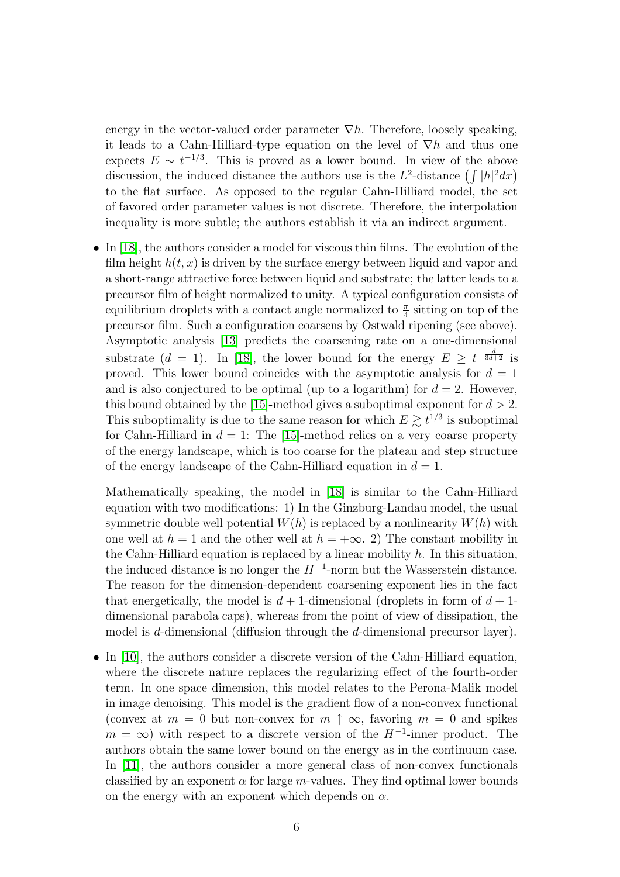energy in the vector-valued order parameter $\nabla h$. Therefore, loosely speaking, it leads to a Cahn-Hilliard-type equation on the level of $\nabla h$ and thus one expects $E \sim t^{-1/3}$. This is proved as a lower bound. In view of the above discussion, the induced distance the authors use is the $L^2$-distance $\left(\int |h|^2 dx\right)$ to the flat surface. As opposed to the regular Cahn-Hilliard model, the set of favored order parameter values is not discrete. Therefore, the interpolation inequality is more subtle; the authors establish it via an indirect argument.

- In [18], the authors consider a model for viscous thin films. The evolution of the film height $h(t,x)$ is driven by the surface energy between liquid and vapor and a short-range attractive force between liquid and substrate; the latter leads to a precursor film of height normalized to unity. A typical configuration consists of equilibrium droplets with a contact angle normalized to $\frac{\pi}{4}$ sitting on top of the precursor film. Such a configuration coarsens by Ostwald ripening (see above). Asymptotic analysis [13] predicts the coarsening rate on a one-dimensional substrate ($d = 1$). In [18], the lower bound for the energy $E \geq t^{-\frac{d}{3d+2}}$ is proved. This lower bound coincides with the asymptotic analysis for $d = 1$ and is also conjectured to be optimal (up to a logarithm) for $d = 2$. However, this bound obtained by the [15]-method gives a suboptimal exponent for $d > 2$. This suboptimality is due to the same reason for which $E \gtrsim t^{1/3}$ is suboptimal for Cahn-Hilliard in $d = 1$: The [15]-method relies on a very coarse property of the energy landscape, which is too coarse for the plateau and step structure of the energy landscape of the Cahn-Hilliard equation in $d = 1$.

  Mathematically speaking, the model in [18] is similar to the Cahn-Hilliard equation with two modifications: 1) In the Ginzburg-Landau model, the usual symmetric double well potential $W(h)$ is replaced by a nonlinearity $W(h)$ with one well at $h = 1$ and the other well at $h = +\infty$. 2) The constant mobility in the Cahn-Hilliard equation is replaced by a linear mobility $h$. In this situation, the induced distance is no longer the $H^{-1}$-norm but the Wasserstein distance. The reason for the dimension-dependent coarsening exponent lies in the fact that energetically, the model is $d+1$-dimensional (droplets in form of $d+1$-dimensional parabola caps), whereas from the point of view of dissipation, the model is $d$-dimensional (diffusion through the $d$-dimensional precursor layer).

- In [10], the authors consider a discrete version of the Cahn-Hilliard equation, where the discrete nature replaces the regularizing effect of the fourth-order term. In one space dimension, this model relates to the Perona-Malik model in image denoising. This model is the gradient flow of a non-convex functional (convex at $m = 0$ but non-convex for $m \uparrow \infty$, favoring $m = 0$ and spikes $m = \infty$) with respect to a discrete version of the $H^{-1}$-inner product. The authors obtain the same lower bound on the energy as in the continuum case. In [11], the authors consider a more general class of non-convex functionals classified by an exponent $\alpha$ for large $m$-values. They find optimal lower bounds on the energy with an exponent which depends on $\alpha$.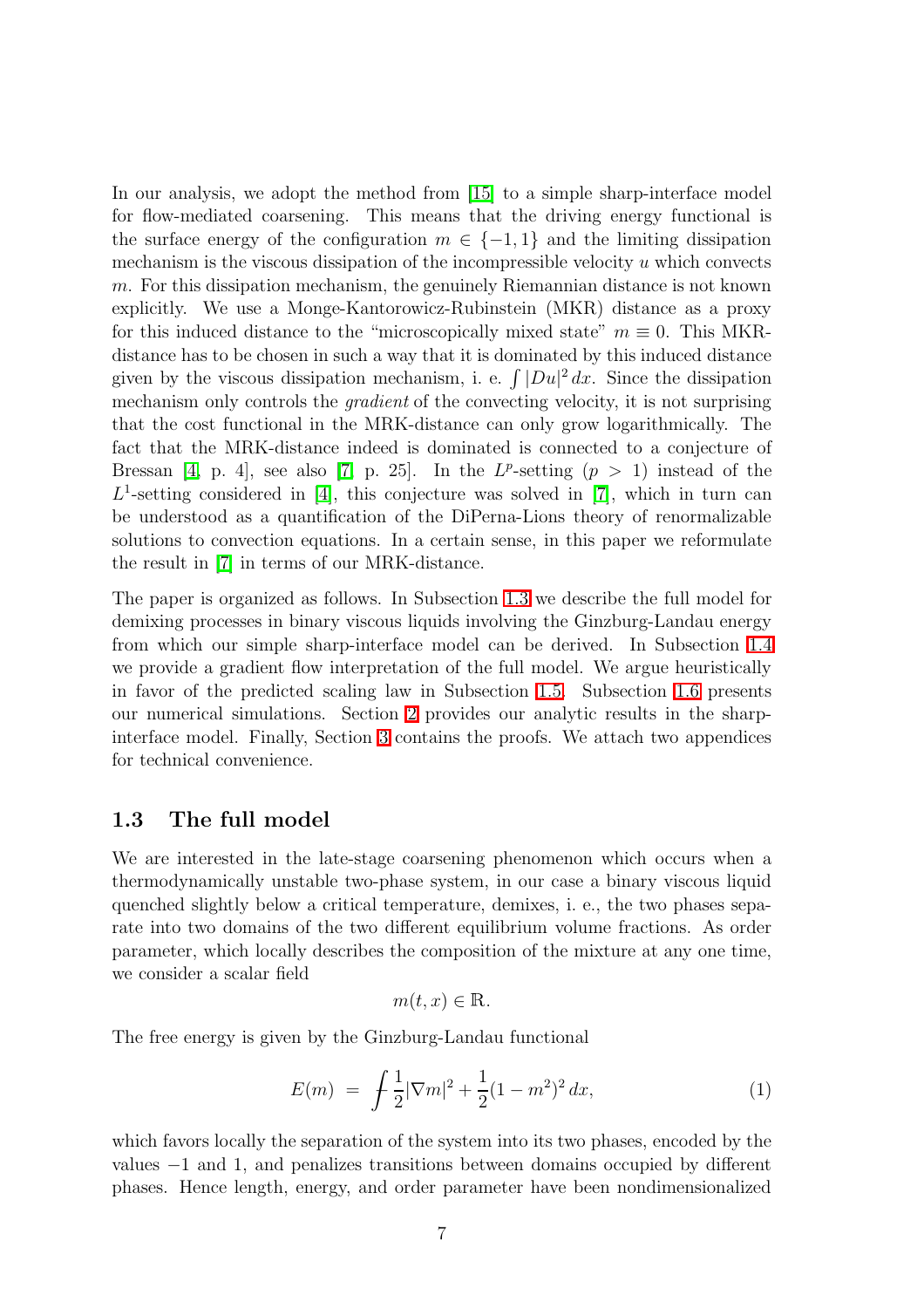In our analysis, we adopt the method from [15] to a simple sharp-interface model for flow-mediated coarsening. This means that the driving energy functional is the surface energy of the configuration $m \in \{-1, 1\}$ and the limiting dissipation mechanism is the viscous dissipation of the incompressible velocity $u$ which convects $m$. For this dissipation mechanism, the genuinely Riemannian distance is not known explicitly. We use a Monge-Kantorowicz-Rubinstein (MKR) distance as a proxy for this induced distance to the "microscopically mixed state" $m \equiv 0$. This MKR-distance has to be chosen in such a way that it is dominated by this induced distance given by the viscous dissipation mechanism, i. e. $\int |Du|^2\, dx$. Since the dissipation mechanism only controls the *gradient* of the convecting velocity, it is not surprising that the cost functional in the MRK-distance can only grow logarithmically. The fact that the MRK-distance indeed is dominated is connected to a conjecture of Bressan [4, p. 4], see also [7, p. 25]. In the $L^p$-setting ($p > 1$) instead of the $L^1$-setting considered in [4], this conjecture was solved in [7], which in turn can be understood as a quantification of the DiPerna-Lions theory of renormalizable solutions to convection equations. In a certain sense, in this paper we reformulate the result in [7] in terms of our MRK-distance.

The paper is organized as follows. In Subsection 1.3 we describe the full model for demixing processes in binary viscous liquids involving the Ginzburg-Landau energy from which our simple sharp-interface model can be derived. In Subsection 1.4 we provide a gradient flow interpretation of the full model. We argue heuristically in favor of the predicted scaling law in Subsection 1.5. Subsection 1.6 presents our numerical simulations. Section 2 provides our analytic results in the sharp-interface model. Finally, Section 3 contains the proofs. We attach two appendices for technical convenience.

### 1.3 The full model

We are interested in the late-stage coarsening phenomenon which occurs when a thermodynamically unstable two-phase system, in our case a binary viscous liquid quenched slightly below a critical temperature, demixes, i. e., the two phases separate into two domains of the two different equilibrium volume fractions. As order parameter, which locally describes the composition of the mixture at any one time, we consider a scalar field

$$m(t, x) \in \mathbb{R}.$$

The free energy is given by the Ginzburg-Landau functional

$$E(m) \;=\; \fint \frac{1}{2}|\nabla m|^2 + \frac{1}{2}(1 - m^2)^2\, dx, \tag{1}$$

which favors locally the separation of the system into its two phases, encoded by the values $-1$ and 1, and penalizes transitions between domains occupied by different phases. Hence length, energy, and order parameter have been nondimensionalized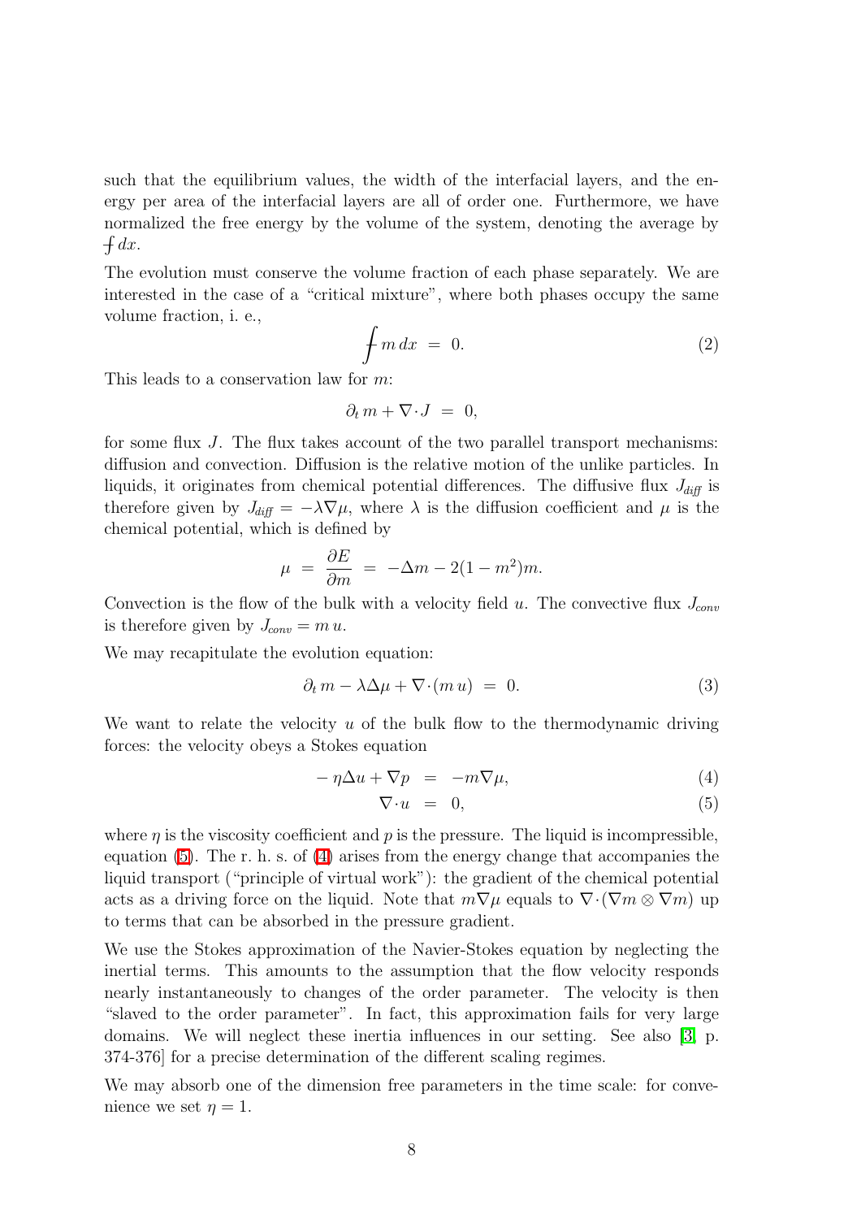such that the equilibrium values, the width of the interfacial layers, and the energy per area of the interfacial layers are all of order one. Furthermore, we have normalized the free energy by the volume of the system, denoting the average by $\fint dx$.

The evolution must conserve the volume fraction of each phase separately. We are interested in the case of a "critical mixture", where both phases occupy the same volume fraction, i. e.,

$$\fint m\,dx \;=\; 0. \tag{2}$$

This leads to a conservation law for $m$:

$$\partial_t\, m + \nabla\cdot J \;=\; 0,$$

for some flux $J$. The flux takes account of the two parallel transport mechanisms: diffusion and convection. Diffusion is the relative motion of the unlike particles. In liquids, it originates from chemical potential differences. The diffusive flux $J_{\mathit{diff}}$ is therefore given by $J_{\mathit{diff}} = -\lambda\nabla\mu$, where $\lambda$ is the diffusion coefficient and $\mu$ is the chemical potential, which is defined by

$$\mu \;=\; \frac{\partial E}{\partial m} \;=\; -\Delta m - 2(1-m^2)m.$$

Convection is the flow of the bulk with a velocity field $u$. The convective flux $J_{\mathit{conv}}$ is therefore given by $J_{\mathit{conv}} = m\,u$.

We may recapitulate the evolution equation:

$$\partial_t\, m - \lambda\Delta\mu + \nabla\cdot(m\,u) \;=\; 0. \tag{3}$$

We want to relate the velocity $u$ of the bulk flow to the thermodynamic driving forces: the velocity obeys a Stokes equation

$$-\,\eta\Delta u + \nabla p \;=\; -m\nabla\mu, \tag{4}$$

$$\nabla\cdot u \;=\; 0, \tag{5}$$

where $\eta$ is the viscosity coefficient and $p$ is the pressure. The liquid is incompressible, equation (5). The r. h. s. of (4) arises from the energy change that accompanies the liquid transport ("principle of virtual work"): the gradient of the chemical potential acts as a driving force on the liquid. Note that $m\nabla\mu$ equals to $\nabla\cdot(\nabla m\otimes\nabla m)$ up to terms that can be absorbed in the pressure gradient.

We use the Stokes approximation of the Navier-Stokes equation by neglecting the inertial terms. This amounts to the assumption that the flow velocity responds nearly instantaneously to changes of the order parameter. The velocity is then "slaved to the order parameter". In fact, this approximation fails for very large domains. We will neglect these inertia influences in our setting. See also [3, p. 374-376] for a precise determination of the different scaling regimes.

We may absorb one of the dimension free parameters in the time scale: for convenience we set $\eta = 1$.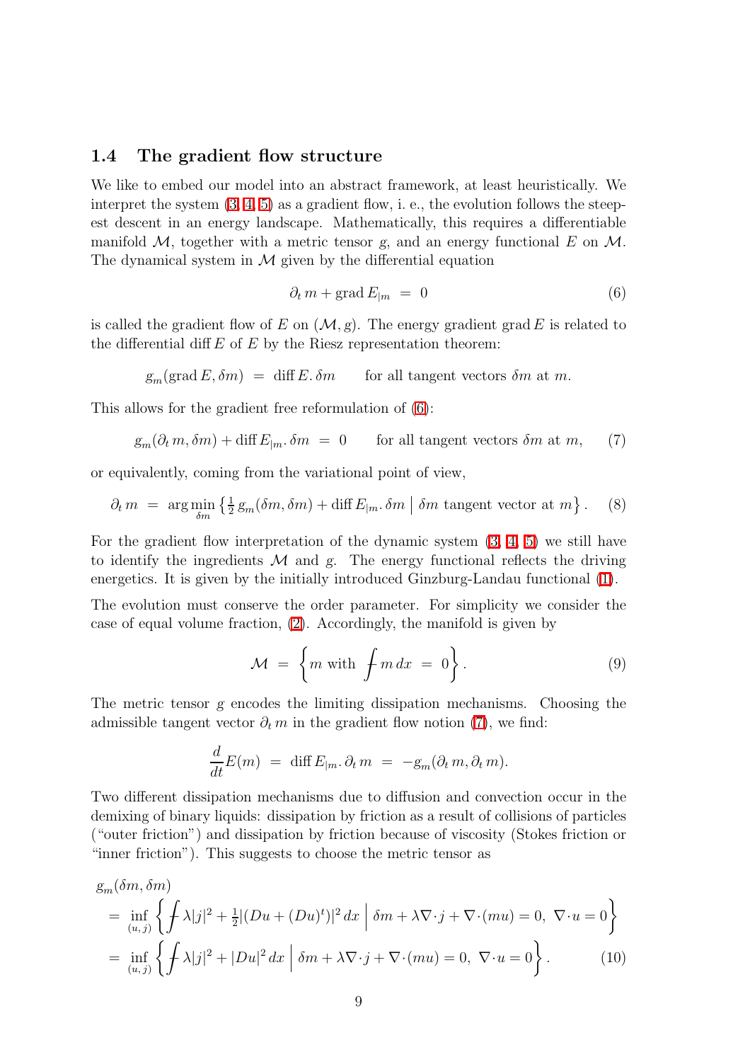### 1.4 The gradient flow structure

We like to embed our model into an abstract framework, at least heuristically. We interpret the system (3, 4, 5) as a gradient flow, i. e., the evolution follows the steepest descent in an energy landscape. Mathematically, this requires a differentiable manifold $\mathcal{M}$, together with a metric tensor $g$, and an energy functional $E$ on $\mathcal{M}$. The dynamical system in $\mathcal{M}$ given by the differential equation

$$\partial_t m + \operatorname{grad} E_{|m} \;=\; 0 \tag{6}$$

is called the gradient flow of $E$ on $(\mathcal{M}, g)$. The energy gradient $\operatorname{grad} E$ is related to the differential $\operatorname{diff} E$ of $E$ by the Riesz representation theorem:

$$g_m(\operatorname{grad} E, \delta m) \;=\; \operatorname{diff} E.\,\delta m \qquad \text{for all tangent vectors } \delta m \text{ at } m.$$

This allows for the gradient free reformulation of (6):

$$g_m(\partial_t m, \delta m) + \operatorname{diff} E_{|m}.\,\delta m \;=\; 0 \qquad \text{for all tangent vectors } \delta m \text{ at } m, \tag{7}$$

or equivalently, coming from the variational point of view,

$$\partial_t m \;=\; \arg\min_{\delta m} \left\{ \tfrac{1}{2}\, g_m(\delta m, \delta m) + \operatorname{diff} E_{|m}.\,\delta m \;\middle|\; \delta m \text{ tangent vector at } m \right\}. \tag{8}$$

For the gradient flow interpretation of the dynamic system (3, 4, 5) we still have to identify the ingredients $\mathcal{M}$ and $g$. The energy functional reflects the driving energetics. It is given by the initially introduced Ginzburg-Landau functional (1).

The evolution must conserve the order parameter. For simplicity we consider the case of equal volume fraction, (2). Accordingly, the manifold is given by

$$\mathcal{M} \;=\; \left\{ m \text{ with } \fint m \, dx \;=\; 0 \right\}. \tag{9}$$

The metric tensor $g$ encodes the limiting dissipation mechanisms. Choosing the admissible tangent vector $\partial_t m$ in the gradient flow notion (7), we find:

$$\frac{d}{dt} E(m) \;=\; \operatorname{diff} E_{|m}.\,\partial_t m \;=\; -g_m(\partial_t m, \partial_t m).$$

Two different dissipation mechanisms due to diffusion and convection occur in the demixing of binary liquids: dissipation by friction as a result of collisions of particles ("outer friction") and dissipation by friction because of viscosity (Stokes friction or "inner friction"). This suggests to choose the metric tensor as

$$\begin{aligned}
& g_m(\delta m, \delta m) \\
&= \inf_{(u,\,j)} \left\{ \fint \lambda |j|^2 + \tfrac{1}{2} |(Du + (Du)^t)|^2 \, dx \;\middle|\; \delta m + \lambda \nabla \!\cdot\! j + \nabla \!\cdot\! (m u) = 0,\; \nabla \!\cdot\! u = 0 \right\} \\
&= \inf_{(u,\,j)} \left\{ \fint \lambda |j|^2 + |Du|^2 \, dx \;\middle|\; \delta m + \lambda \nabla \!\cdot\! j + \nabla \!\cdot\! (m u) = 0,\; \nabla \!\cdot\! u = 0 \right\}.
\end{aligned} \tag{10}$$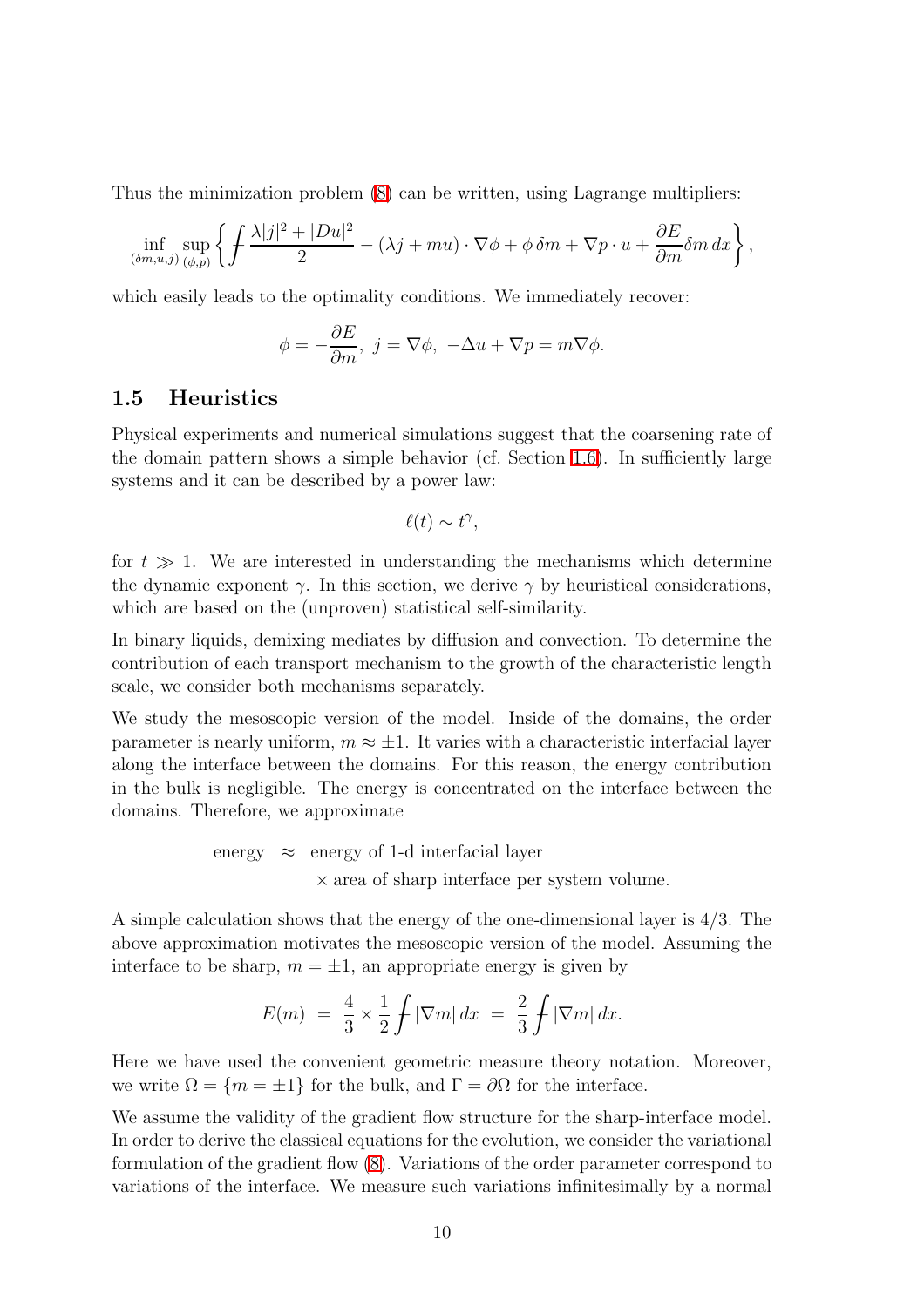Thus the minimization problem (8) can be written, using Lagrange multipliers:

$$\inf_{(\delta m,u,j)} \sup_{(\phi,p)} \left\{ \fint \frac{\lambda|j|^2 + |Du|^2}{2} - (\lambda j + mu)\cdot\nabla\phi + \phi\,\delta m + \nabla p\cdot u + \frac{\partial E}{\partial m}\delta m\, dx \right\},$$

which easily leads to the optimality conditions. We immediately recover:

$$\phi = -\frac{\partial E}{\partial m},\ j = \nabla\phi,\ -\Delta u + \nabla p = m\nabla\phi.$$

## 1.5 Heuristics

Physical experiments and numerical simulations suggest that the coarsening rate of the domain pattern shows a simple behavior (cf. Section 1.6). In sufficiently large systems and it can be described by a power law:

$$\ell(t) \sim t^{\gamma},$$

for $t \gg 1$. We are interested in understanding the mechanisms which determine the dynamic exponent $\gamma$. In this section, we derive $\gamma$ by heuristical considerations, which are based on the (unproven) statistical self-similarity.

In binary liquids, demixing mediates by diffusion and convection. To determine the contribution of each transport mechanism to the growth of the characteristic length scale, we consider both mechanisms separately.

We study the mesoscopic version of the model. Inside of the domains, the order parameter is nearly uniform, $m \approx \pm 1$. It varies with a characteristic interfacial layer along the interface between the domains. For this reason, the energy contribution in the bulk is negligible. The energy is concentrated on the interface between the domains. Therefore, we approximate

$$\begin{aligned} \text{energy} \;\approx\; & \text{energy of 1-d interfacial layer} \\ & \times \text{area of sharp interface per system volume.} \end{aligned}$$

A simple calculation shows that the energy of the one-dimensional layer is $4/3$. The above approximation motivates the mesoscopic version of the model. Assuming the interface to be sharp, $m = \pm 1$, an appropriate energy is given by

$$E(m) \;=\; \frac{4}{3} \times \frac{1}{2} \fint |\nabla m|\, dx \;=\; \frac{2}{3} \fint |\nabla m|\, dx.$$

Here we have used the convenient geometric measure theory notation. Moreover, we write $\Omega = \{m = \pm 1\}$ for the bulk, and $\Gamma = \partial\Omega$ for the interface.

We assume the validity of the gradient flow structure for the sharp-interface model. In order to derive the classical equations for the evolution, we consider the variational formulation of the gradient flow (8). Variations of the order parameter correspond to variations of the interface. We measure such variations infinitesimally by a normal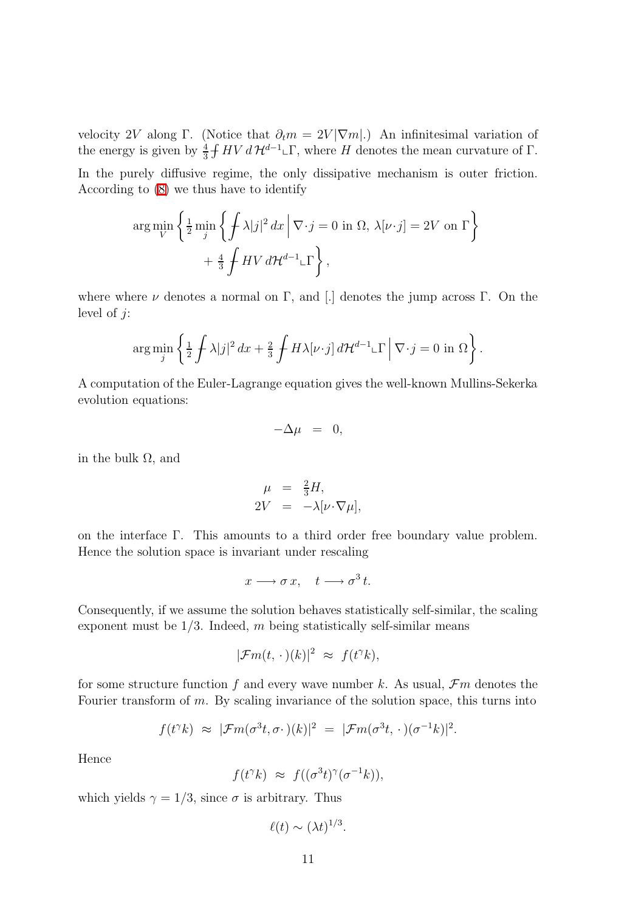velocity $2V$ along $\Gamma$. (Notice that $\partial_t m = 2V|\nabla m|$.) An infinitesimal variation of the energy is given by $\frac{4}{3}\fint HV\, d\,\mathcal{H}^{d-1}\llcorner\Gamma$, where $H$ denotes the mean curvature of $\Gamma$.

In the purely diffusive regime, the only dissipative mechanism is outer friction. According to (8) we thus have to identify

$$\arg\min_V \left\{ \tfrac{1}{2} \min_j \left\{ \fint \lambda |j|^2 \, dx \,\Big|\, \nabla\cdot j = 0 \text{ in } \Omega,\ \lambda[\nu\cdot j] = 2V \text{ on } \Gamma \right\} \right.$$
$$\left. + \tfrac{4}{3} \fint HV \, d\mathcal{H}^{d-1}\llcorner\Gamma \right\},$$

where where $\nu$ denotes a normal on $\Gamma$, and $[.]$ denotes the jump across $\Gamma$. On the level of $j$:

$$\arg\min_j \left\{ \tfrac{1}{2} \fint \lambda |j|^2 \, dx + \tfrac{2}{3} \fint H\lambda[\nu\cdot j] \, d\mathcal{H}^{d-1}\llcorner\Gamma \,\Big|\, \nabla\cdot j = 0 \text{ in } \Omega \right\}.$$

A computation of the Euler-Lagrange equation gives the well-known Mullins-Sekerka evolution equations:

$$-\Delta\mu \;=\; 0,$$

in the bulk $\Omega$, and

$$\begin{aligned} \mu &= \tfrac{2}{3} H, \\ 2V &= -\lambda[\nu\cdot\nabla\mu], \end{aligned}$$

on the interface $\Gamma$. This amounts to a third order free boundary value problem. Hence the solution space is invariant under rescaling

$$x \longrightarrow \sigma\, x, \quad t \longrightarrow \sigma^3\, t.$$

Consequently, if we assume the solution behaves statistically self-similar, the scaling exponent must be $1/3$. Indeed, $m$ being statistically self-similar means

$$|\mathcal{F}m(t,\cdot)(k)|^2 \;\approx\; f(t^\gamma k),$$

for some structure function $f$ and every wave number $k$. As usual, $\mathcal{F}m$ denotes the Fourier transform of $m$. By scaling invariance of the solution space, this turns into

$$f(t^\gamma k) \;\approx\; |\mathcal{F}m(\sigma^3 t, \sigma\cdot)(k)|^2 \;=\; |\mathcal{F}m(\sigma^3 t,\cdot)(\sigma^{-1}k)|^2.$$

Hence

$$f(t^\gamma k) \;\approx\; f((\sigma^3 t)^\gamma (\sigma^{-1} k)),$$

which yields $\gamma = 1/3$, since $\sigma$ is arbitrary. Thus

$$\ell(t) \sim (\lambda t)^{1/3}.$$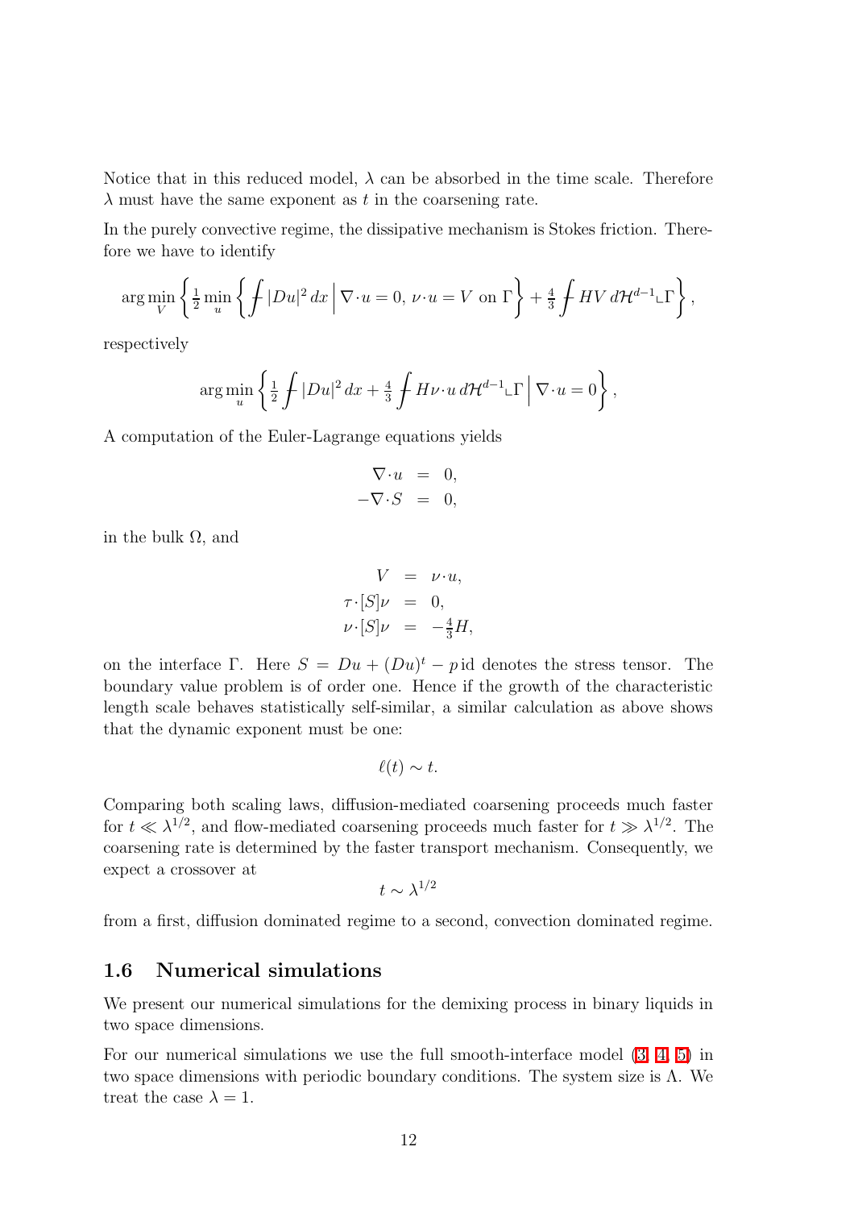Notice that in this reduced model, $\lambda$ can be absorbed in the time scale. Therefore $\lambda$ must have the same exponent as $t$ in the coarsening rate.

In the purely convective regime, the dissipative mechanism is Stokes friction. Therefore we have to identify

$$\arg\min_V \left\{ \tfrac{1}{2} \min_u \left\{ \fint |Du|^2 \, dx \,\middle|\, \nabla\!\cdot u = 0,\, \nu\!\cdot u = V \text{ on } \Gamma \right\} + \tfrac{4}{3} \fint HV \, d\mathcal{H}^{d-1} \llcorner \Gamma \right\},$$

respectively

$$\arg\min_u \left\{ \tfrac{1}{2} \fint |Du|^2 \, dx + \tfrac{4}{3} \fint H\nu\!\cdot u \, d\mathcal{H}^{d-1} \llcorner \Gamma \,\middle|\, \nabla\!\cdot u = 0 \right\},$$

A computation of the Euler-Lagrange equations yields

$$\begin{aligned} \nabla\!\cdot u &= 0, \\ -\nabla\!\cdot S &= 0, \end{aligned}$$

in the bulk $\Omega$, and

$$\begin{aligned} V &= \nu\!\cdot u, \\ \tau\!\cdot [S]\nu &= 0, \\ \nu\!\cdot [S]\nu &= -\tfrac{4}{3} H, \end{aligned}$$

on the interface $\Gamma$. Here $S = Du + (Du)^t - p\,\mathrm{id}$ denotes the stress tensor. The boundary value problem is of order one. Hence if the growth of the characteristic length scale behaves statistically self-similar, a similar calculation as above shows that the dynamic exponent must be one:

$$\ell(t) \sim t.$$

Comparing both scaling laws, diffusion-mediated coarsening proceeds much faster for $t \ll \lambda^{1/2}$, and flow-mediated coarsening proceeds much faster for $t \gg \lambda^{1/2}$. The coarsening rate is determined by the faster transport mechanism. Consequently, we expect a crossover at

$$t \sim \lambda^{1/2}$$

from a first, diffusion dominated regime to a second, convection dominated regime.

## 1.6 Numerical simulations

We present our numerical simulations for the demixing process in binary liquids in two space dimensions.

For our numerical simulations we use the full smooth-interface model (3, 4, 5) in two space dimensions with periodic boundary conditions. The system size is $\Lambda$. We treat the case $\lambda = 1$.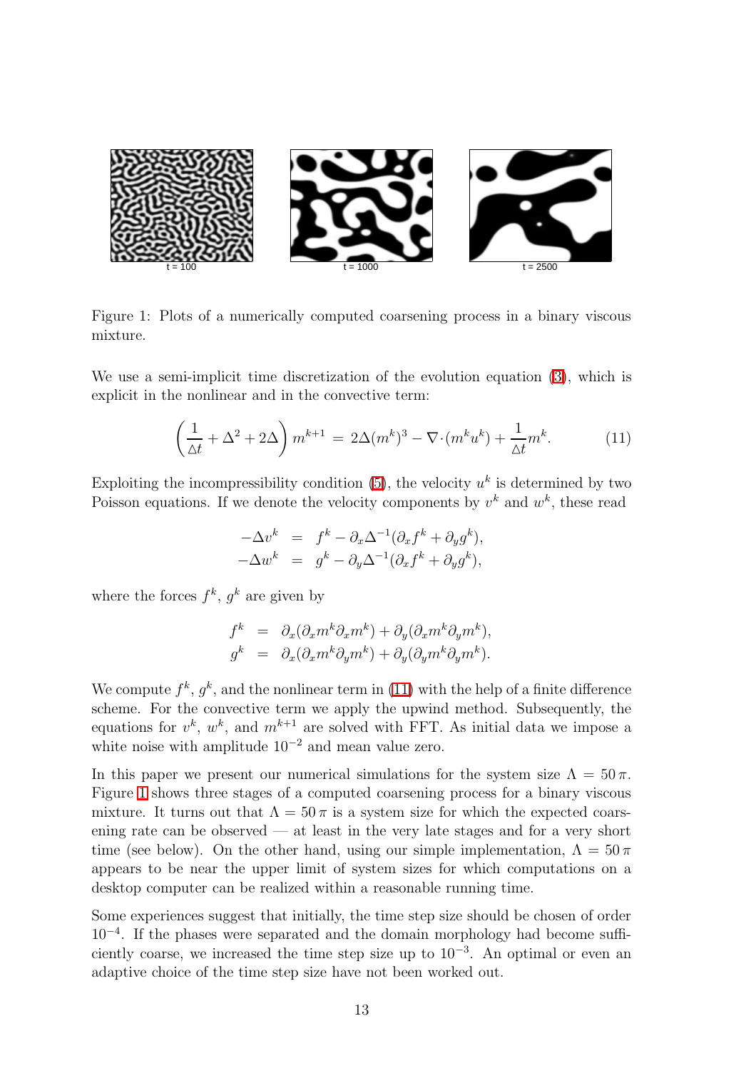t = 100 t = 1000 t = 2500

Figure 1: Plots of a numerically computed coarsening process in a binary viscous mixture.

We use a semi-implicit time discretization of the evolution equation (3), which is explicit in the nonlinear and in the convective term:

$$\left(\frac{1}{\Delta t} + \Delta^2 + 2\Delta\right) m^{k+1} \;=\; 2\Delta(m^k)^3 - \nabla\cdot(m^k u^k) + \frac{1}{\Delta t} m^k. \tag{11}$$

Exploiting the incompressibility condition (5), the velocity $u^k$ is determined by two Poisson equations. If we denote the velocity components by $v^k$ and $w^k$, these read

$$\begin{aligned} -\Delta v^k &= f^k - \partial_x \Delta^{-1}(\partial_x f^k + \partial_y g^k), \\ -\Delta w^k &= g^k - \partial_y \Delta^{-1}(\partial_x f^k + \partial_y g^k), \end{aligned}$$

where the forces $f^k$, $g^k$ are given by

$$\begin{aligned} f^k &= \partial_x(\partial_x m^k \partial_x m^k) + \partial_y(\partial_x m^k \partial_y m^k), \\ g^k &= \partial_x(\partial_x m^k \partial_y m^k) + \partial_y(\partial_y m^k \partial_y m^k). \end{aligned}$$

We compute $f^k$, $g^k$, and the nonlinear term in (11) with the help of a finite difference scheme. For the convective term we apply the upwind method. Subsequently, the equations for $v^k$, $w^k$, and $m^{k+1}$ are solved with FFT. As initial data we impose a white noise with amplitude $10^{-2}$ and mean value zero.

In this paper we present our numerical simulations for the system size $\Lambda = 50\,\pi$. Figure 1 shows three stages of a computed coarsening process for a binary viscous mixture. It turns out that $\Lambda = 50\,\pi$ is a system size for which the expected coarsening rate can be observed — at least in the very late stages and for a very short time (see below). On the other hand, using our simple implementation, $\Lambda = 50\,\pi$ appears to be near the upper limit of system sizes for which computations on a desktop computer can be realized within a reasonable running time.

Some experiences suggest that initially, the time step size should be chosen of order $10^{-4}$. If the phases were separated and the domain morphology had become sufficiently coarse, we increased the time step size up to $10^{-3}$. An optimal or even an adaptive choice of the time step size have not been worked out.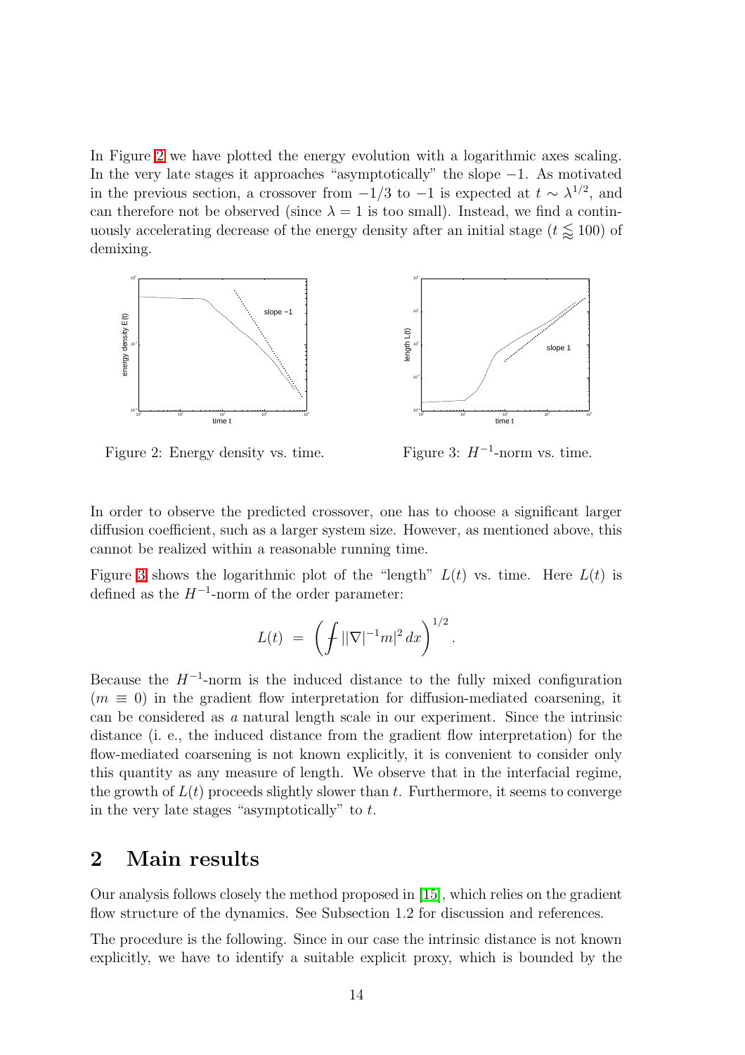In Figure 2 we have plotted the energy evolution with a logarithmic axes scaling. In the very late stages it approaches "asymptotically" the slope $-1$. As motivated in the previous section, a crossover from $-1/3$ to $-1$ is expected at $t \sim \lambda^{1/2}$, and can therefore not be observed (since $\lambda = 1$ is too small). Instead, we find a continuously accelerating decrease of the energy density after an initial stage ($t \lessapprox 100$) of demixing.

Figure 2: Energy density vs. time.

Figure 3: $H^{-1}$-norm vs. time.

In order to observe the predicted crossover, one has to choose a significant larger diffusion coefficient, such as a larger system size. However, as mentioned above, this cannot be realized within a reasonable running time.

Figure 3 shows the logarithmic plot of the "length" $L(t)$ vs. time. Here $L(t)$ is defined as the $H^{-1}$-norm of the order parameter:

$$L(t) \ = \ \left( \fint ||\nabla|^{-1} m|^2 \, dx \right)^{1/2}.$$

Because the $H^{-1}$-norm is the induced distance to the fully mixed configuration ($m \equiv 0$) in the gradient flow interpretation for diffusion-mediated coarsening, it can be considered as *a* natural length scale in our experiment. Since the intrinsic distance (i. e., the induced distance from the gradient flow interpretation) for the flow-mediated coarsening is not known explicitly, it is convenient to consider only this quantity as any measure of length. We observe that in the interfacial regime, the growth of $L(t)$ proceeds slightly slower than $t$. Furthermore, it seems to converge in the very late stages "asymptotically" to $t$.

## 2 Main results

Our analysis follows closely the method proposed in [15], which relies on the gradient flow structure of the dynamics. See Subsection 1.2 for discussion and references.

The procedure is the following. Since in our case the intrinsic distance is not known explicitly, we have to identify a suitable explicit proxy, which is bounded by the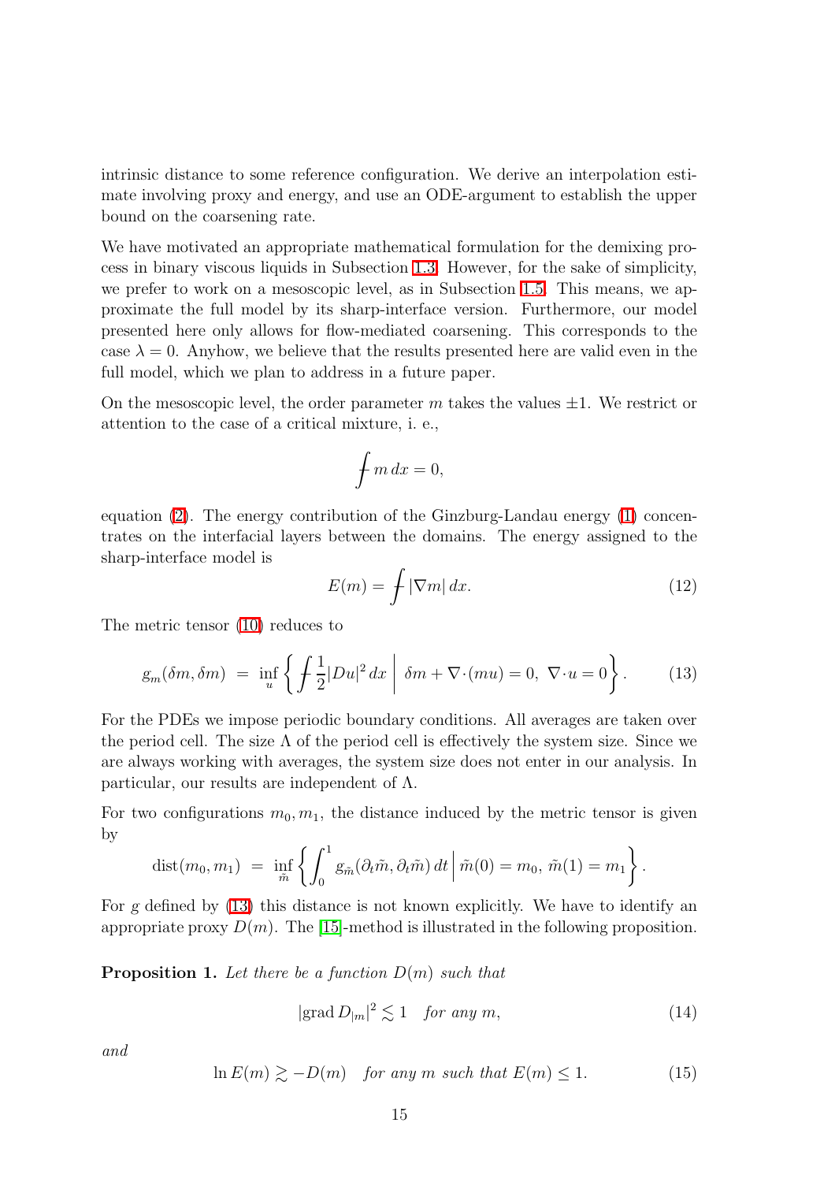intrinsic distance to some reference configuration. We derive an interpolation estimate involving proxy and energy, and use an ODE-argument to establish the upper bound on the coarsening rate.

We have motivated an appropriate mathematical formulation for the demixing process in binary viscous liquids in Subsection 1.3. However, for the sake of simplicity, we prefer to work on a mesoscopic level, as in Subsection 1.5. This means, we approximate the full model by its sharp-interface version. Furthermore, our model presented here only allows for flow-mediated coarsening. This corresponds to the case $\lambda = 0$. Anyhow, we believe that the results presented here are valid even in the full model, which we plan to address in a future paper.

On the mesoscopic level, the order parameter $m$ takes the values $\pm 1$. We restrict or attention to the case of a critical mixture, i. e.,

$$\fint m \, dx = 0,$$

equation (2). The energy contribution of the Ginzburg-Landau energy (1) concentrates on the interfacial layers between the domains. The energy assigned to the sharp-interface model is

$$E(m) = \fint |\nabla m| \, dx. \tag{12}$$

The metric tensor (10) reduces to

$$g_m(\delta m, \delta m) \;=\; \inf_u \left\{ \fint \frac{1}{2} |Du|^2 \, dx \;\middle|\; \delta m + \nabla \cdot (mu) = 0, \; \nabla \cdot u = 0 \right\}. \tag{13}$$

For the PDEs we impose periodic boundary conditions. All averages are taken over the period cell. The size $\Lambda$ of the period cell is effectively the system size. Since we are always working with averages, the system size does not enter in our analysis. In particular, our results are independent of $\Lambda$.

For two configurations $m_0, m_1$, the distance induced by the metric tensor is given by

$$\operatorname{dist}(m_0, m_1) \;=\; \inf_{\tilde{m}} \left\{ \int_0^1 g_{\tilde{m}}(\partial_t \tilde{m}, \partial_t \tilde{m}) \, dt \;\middle|\; \tilde{m}(0) = m_0, \; \tilde{m}(1) = m_1 \right\}.$$

For $g$ defined by (13) this distance is not known explicitly. We have to identify an appropriate proxy $D(m)$. The [15]-method is illustrated in the following proposition.

**Proposition 1.** *Let there be a function $D(m)$ such that*

$$|\operatorname{grad} D_{|m}|^2 \lesssim 1 \quad \text{for any } m, \tag{14}$$

*and*

$$\ln E(m) \gtrsim -D(m) \quad \text{for any } m \text{ such that } E(m) \leq 1. \tag{15}$$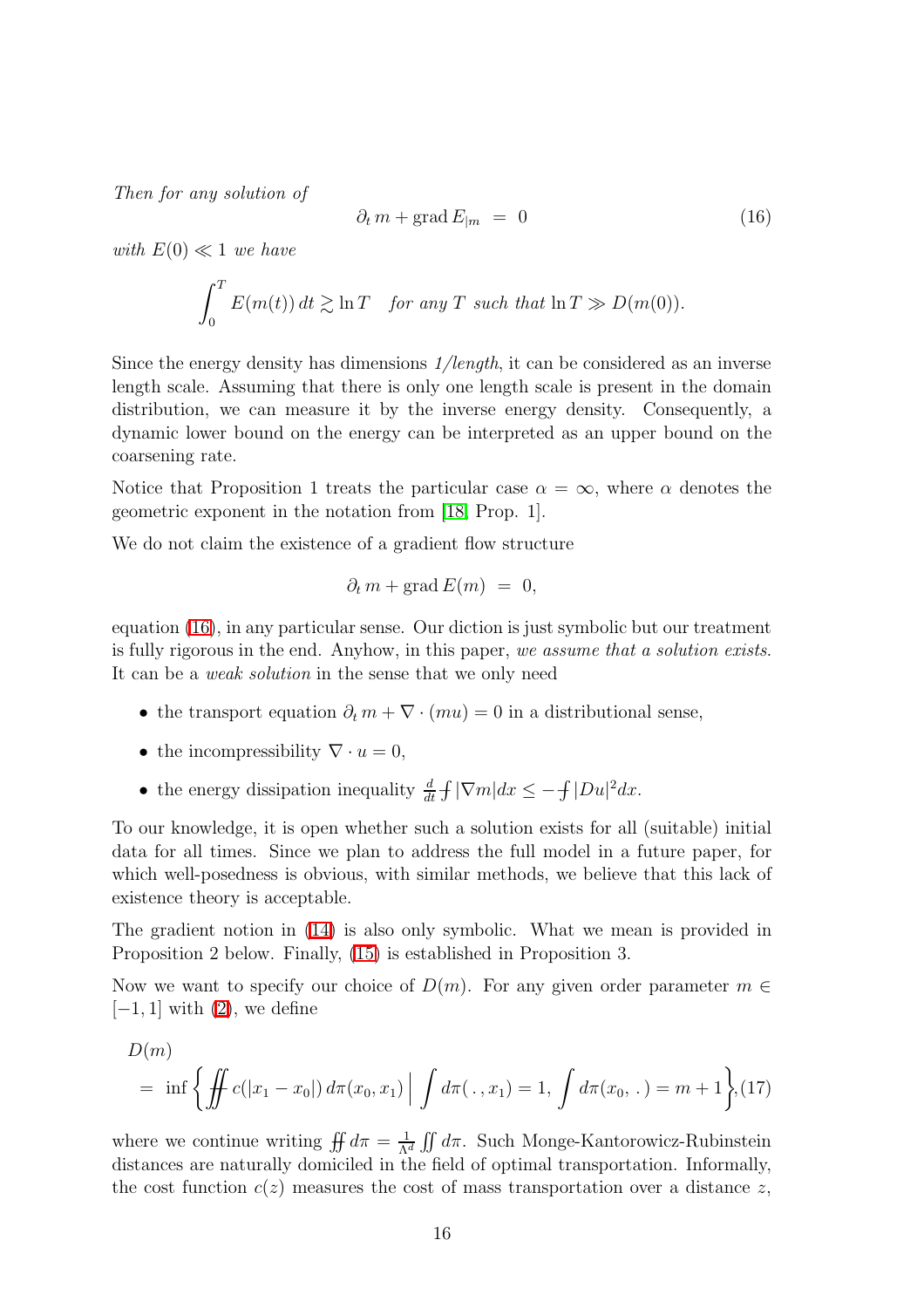*Then for any solution of*

$$\partial_t m + \operatorname{grad} E_{|m} \;=\; 0 \tag{16}$$

*with $E(0) \ll 1$ we have*

$$\int_0^T E(m(t))\, dt \gtrsim \ln T \quad \textit{for any } T \textit{ such that } \ln T \gg D(m(0)).$$

Since the energy density has dimensions *1/length*, it can be considered as an inverse length scale. Assuming that there is only one length scale is present in the domain distribution, we can measure it by the inverse energy density. Consequently, a dynamic lower bound on the energy can be interpreted as an upper bound on the coarsening rate.

Notice that Proposition 1 treats the particular case $\alpha = \infty$, where $\alpha$ denotes the geometric exponent in the notation from [18, Prop. 1].

We do not claim the existence of a gradient flow structure

$$\partial_t m + \operatorname{grad} E(m) \;=\; 0,$$

equation (16), in any particular sense. Our diction is just symbolic but our treatment is fully rigorous in the end. Anyhow, in this paper, *we assume that a solution exists*. It can be a *weak solution* in the sense that we only need

- the transport equation $\partial_t m + \nabla \cdot (mu) = 0$ in a distributional sense,
- the incompressibility $\nabla \cdot u = 0$,
- the energy dissipation inequality $\frac{d}{dt} \fint |\nabla m| dx \leq - \fint |Du|^2 dx$.

To our knowledge, it is open whether such a solution exists for all (suitable) initial data for all times. Since we plan to address the full model in a future paper, for which well-posedness is obvious, with similar methods, we believe that this lack of existence theory is acceptable.

The gradient notion in (14) is also only symbolic. What we mean is provided in Proposition 2 below. Finally, (15) is established in Proposition 3.

Now we want to specify our choice of $D(m)$. For any given order parameter $m \in [-1, 1]$ with (2), we define

$$D(m) = \inf \left\{ \fint\!\!\fint c(|x_1 - x_0|)\, d\pi(x_0, x_1) \,\Big|\, \int d\pi(\,.\,, x_1) = 1,\, \int d\pi(x_0,\,.\,) = m+1 \right\}, \tag{17}$$

where we continue writing $\fint\!\!\fint d\pi = \frac{1}{\Lambda^d} \iint d\pi$. Such Monge-Kantorowicz-Rubinstein distances are naturally domiciled in the field of optimal transportation. Informally, the cost function $c(z)$ measures the cost of mass transportation over a distance $z$,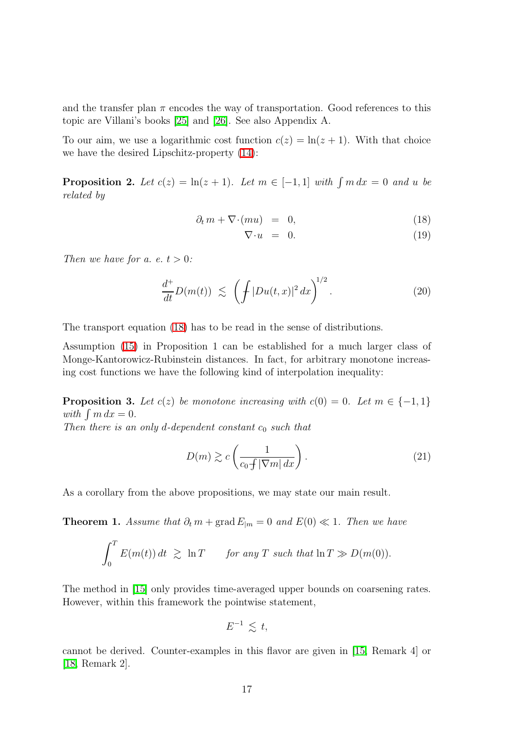and the transfer plan $\pi$ encodes the way of transportation. Good references to this topic are Villani's books [25] and [26]. See also Appendix A.

To our aim, we use a logarithmic cost function $c(z) = \ln(z+1)$. With that choice we have the desired Lipschitz-property (14):

**Proposition 2.** *Let $c(z) = \ln(z+1)$. Let $m \in [-1,1]$ with $\int m\,dx = 0$ and $u$ be related by*

$$
\begin{aligned}
\partial_t m + \nabla\cdot(mu) &= 0, &\qquad (18)\\
\nabla\cdot u &= 0. &\qquad (19)
\end{aligned}
$$

*Then we have for a. e. $t > 0$:*

$$
\frac{d^+}{dt} D(m(t)) \lesssim \left( \fint |Du(t,x)|^2 \, dx \right)^{1/2}. \qquad (20)
$$

The transport equation (18) has to be read in the sense of distributions.

Assumption (15) in Proposition 1 can be established for a much larger class of Monge-Kantorowicz-Rubinstein distances. In fact, for arbitrary monotone increasing cost functions we have the following kind of interpolation inequality:

**Proposition 3.** *Let $c(z)$ be monotone increasing with $c(0) = 0$. Let $m \in \{-1,1\}$ with $\int m\,dx = 0$.*
*Then there is an only $d$-dependent constant $c_0$ such that*

$$
D(m) \gtrsim c\left( \frac{1}{c_0 \fint |\nabla m| \, dx} \right). \qquad (21)
$$

As a corollary from the above propositions, we may state our main result.

**Theorem 1.** *Assume that $\partial_t m + \operatorname{grad} E_{|m} = 0$ and $E(0) \ll 1$. Then we have*

$$
\int_0^T E(m(t))\, dt \gtrsim \ln T \qquad \text{for any } T \text{ such that } \ln T \gg D(m(0)).
$$

The method in [15] only provides time-averaged upper bounds on coarsening rates. However, within this framework the pointwise statement,

$$
E^{-1} \lesssim t,
$$

cannot be derived. Counter-examples in this flavor are given in [15, Remark 4] or [18, Remark 2].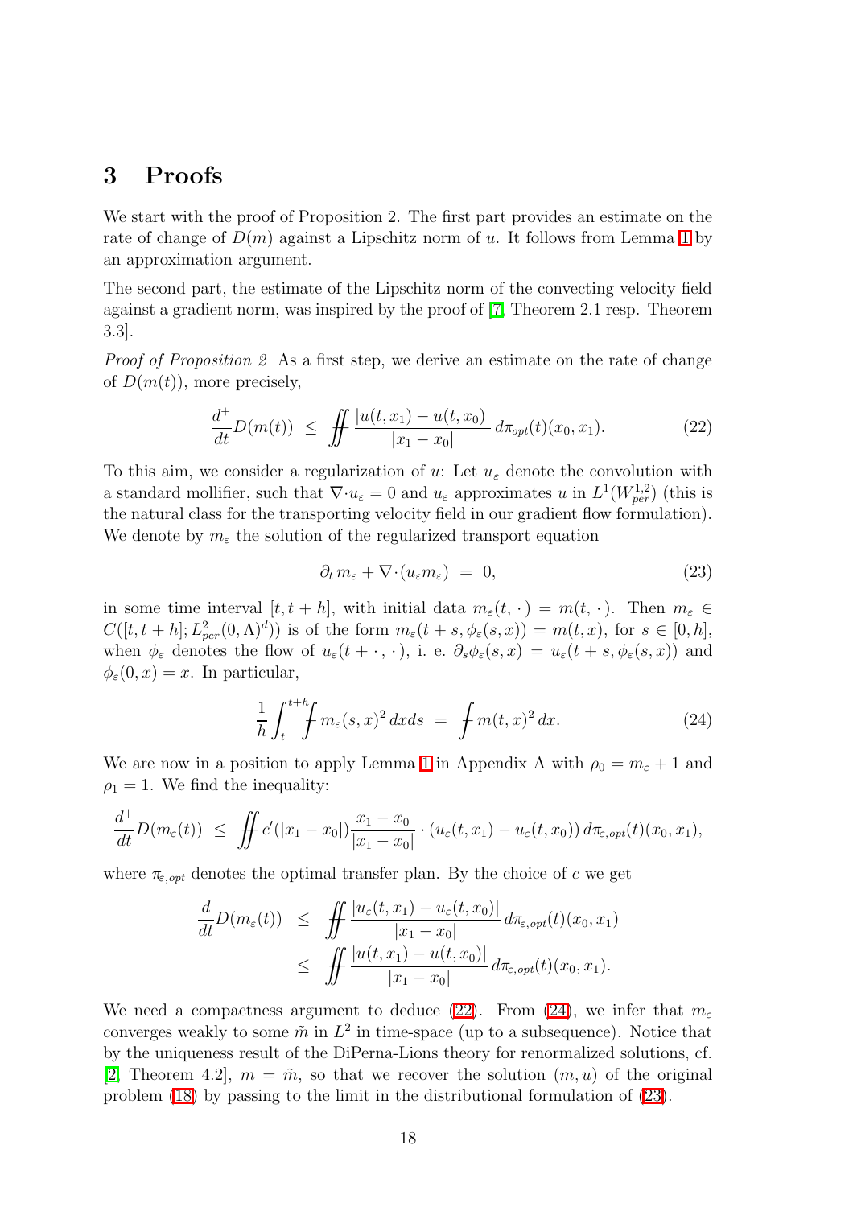## 3 Proofs

We start with the proof of Proposition 2. The first part provides an estimate on the rate of change of $D(m)$ against a Lipschitz norm of $u$. It follows from Lemma 1 by an approximation argument.

The second part, the estimate of the Lipschitz norm of the convecting velocity field against a gradient norm, was inspired by the proof of [7, Theorem 2.1 resp. Theorem 3.3].

*Proof of Proposition 2* As a first step, we derive an estimate on the rate of change of $D(m(t))$, more precisely,

$$\frac{d^+}{dt} D(m(t)) \;\leq\; \iint\!\!\!\!\!\!\!\!\;-\; \frac{|u(t,x_1)-u(t,x_0)|}{|x_1-x_0|}\, d\pi_{opt}(t)(x_0,x_1). \tag{22}$$

To this aim, we consider a regularization of $u$: Let $u_\varepsilon$ denote the convolution with a standard mollifier, such that $\nabla\cdot u_\varepsilon = 0$ and $u_\varepsilon$ approximates $u$ in $L^1(W^{1,2}_{per})$ (this is the natural class for the transporting velocity field in our gradient flow formulation). We denote by $m_\varepsilon$ the solution of the regularized transport equation

$$\partial_t\, m_\varepsilon + \nabla\cdot(u_\varepsilon m_\varepsilon) \;=\; 0, \tag{23}$$

in some time interval $[t, t+h]$, with initial data $m_\varepsilon(t,\cdot\,) = m(t,\cdot\,)$. Then $m_\varepsilon \in C([t,t+h]; L^2_{per}(0,\Lambda)^d))$ is of the form $m_\varepsilon(t+s, \phi_\varepsilon(s,x)) = m(t,x)$, for $s\in[0,h]$, when $\phi_\varepsilon$ denotes the flow of $u_\varepsilon(t+\cdot\,,\cdot\,)$, i. e. $\partial_s\phi_\varepsilon(s,x) = u_\varepsilon(t+s, \phi_\varepsilon(s,x))$ and $\phi_\varepsilon(0,x) = x$. In particular,

$$\frac{1}{h}\int_t^{t+h}\!\!\!\!-\!\!\!\!\!\!\int m_\varepsilon(s,x)^2\, dx ds \;=\; -\!\!\!\!\!\!\int m(t,x)^2\, dx. \tag{24}$$

We are now in a position to apply Lemma 1 in Appendix A with $\rho_0 = m_\varepsilon + 1$ and $\rho_1 = 1$. We find the inequality:

$$\frac{d^+}{dt} D(m_\varepsilon(t)) \;\leq\; \iint\!\!\!\!\!\!\!\!\;-\; c'(|x_1-x_0|)\frac{x_1-x_0}{|x_1-x_0|}\cdot(u_\varepsilon(t,x_1)-u_\varepsilon(t,x_0))\, d\pi_{\varepsilon,opt}(t)(x_0,x_1),$$

where $\pi_{\varepsilon,opt}$ denotes the optimal transfer plan. By the choice of $c$ we get

$$\begin{aligned}
\frac{d}{dt} D(m_\varepsilon(t)) \;&\leq\; \iint\!\!\!\!\!\!\!\!\;-\; \frac{|u_\varepsilon(t,x_1)-u_\varepsilon(t,x_0)|}{|x_1-x_0|}\, d\pi_{\varepsilon,opt}(t)(x_0,x_1) \\
&\leq\; \iint\!\!\!\!\!\!\!\!\;-\; \frac{|u(t,x_1)-u(t,x_0)|}{|x_1-x_0|}\, d\pi_{\varepsilon,opt}(t)(x_0,x_1).
\end{aligned}$$

We need a compactness argument to deduce (22). From (24), we infer that $m_\varepsilon$ converges weakly to some $\tilde m$ in $L^2$ in time-space (up to a subsequence). Notice that by the uniqueness result of the DiPerna-Lions theory for renormalized solutions, cf. [2, Theorem 4.2], $m = \tilde m$, so that we recover the solution $(m,u)$ of the original problem (18) by passing to the limit in the distributional formulation of (23).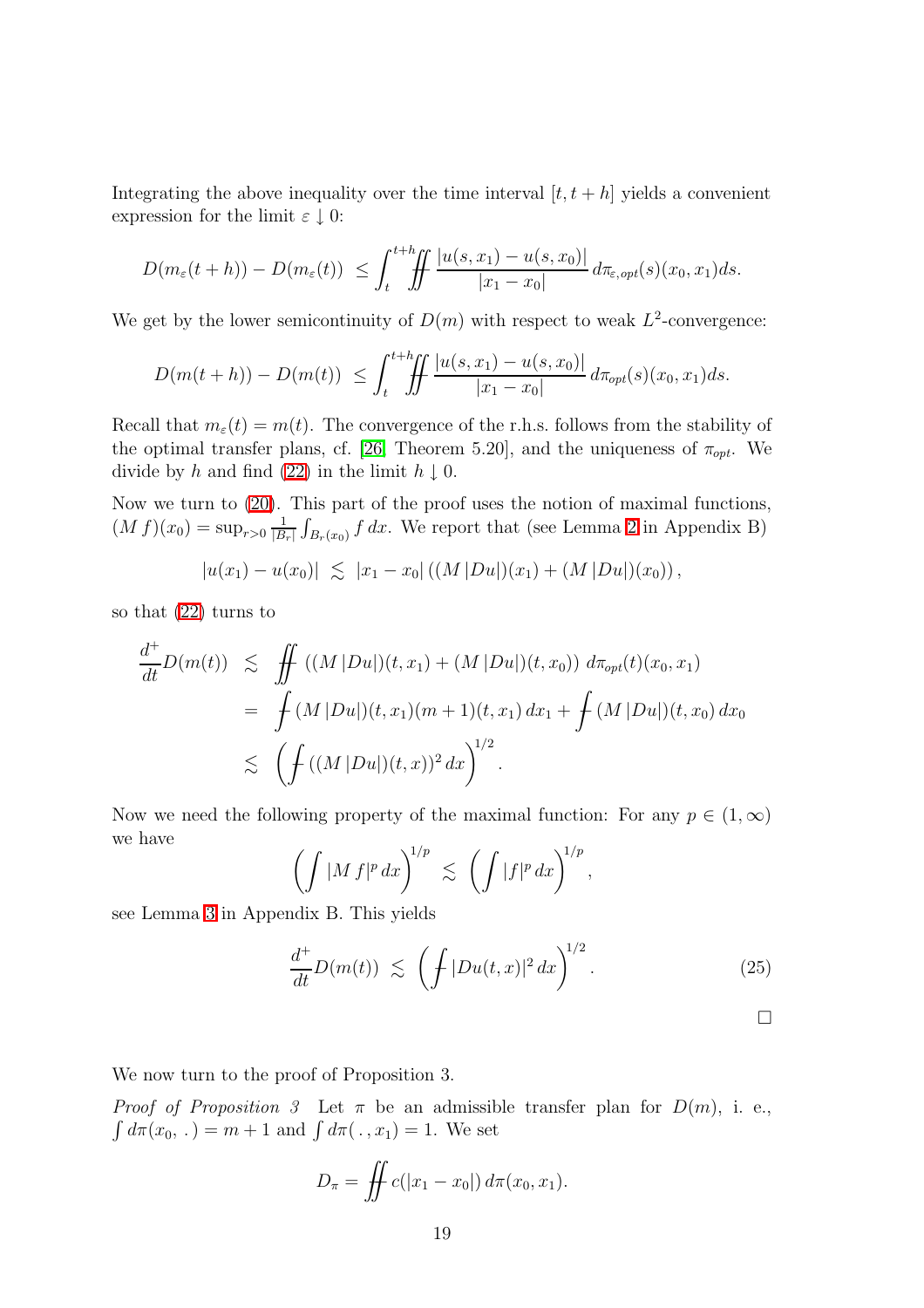Integrating the above inequality over the time interval $[t, t+h]$ yields a convenient expression for the limit $\varepsilon \downarrow 0$:

$$D(m_\varepsilon(t+h)) - D(m_\varepsilon(t)) \;\leq \int_t^{t+h} \!\!\!\!\fint\!\!\!\!\fint \frac{|u(s,x_1) - u(s,x_0)|}{|x_1 - x_0|}\, d\pi_{\varepsilon,opt}(s)(x_0,x_1) ds.$$

We get by the lower semicontinuity of $D(m)$ with respect to weak $L^2$-convergence:

$$D(m(t+h)) - D(m(t)) \;\leq \int_t^{t+h} \!\!\!\!\fint\!\!\!\!\fint \frac{|u(s,x_1) - u(s,x_0)|}{|x_1 - x_0|}\, d\pi_{opt}(s)(x_0,x_1) ds.$$

Recall that $m_\varepsilon(t) = m(t)$. The convergence of the r.h.s. follows from the stability of the optimal transfer plans, cf. [26, Theorem 5.20], and the uniqueness of $\pi_{opt}$. We divide by $h$ and find (22) in the limit $h \downarrow 0$.

Now we turn to (20). This part of the proof uses the notion of maximal functions, $(M\, f)(x_0) = \sup_{r>0} \frac{1}{|B_r|} \int_{B_r(x_0)} f\, dx$. We report that (see Lemma 2 in Appendix B)

$$|u(x_1) - u(x_0)| \;\lesssim\; |x_1 - x_0| \left( (M\,|Du|)(x_1) + (M\,|Du|)(x_0) \right),$$

so that (22) turns to

$$\begin{aligned}
\frac{d^+}{dt} D(m(t)) \;&\lesssim\; \fint\!\!\!\!\fint \left( (M\,|Du|)(t,x_1) + (M\,|Du|)(t,x_0) \right) \, d\pi_{opt}(t)(x_0,x_1) \\
&= \; \fint (M\,|Du|)(t,x_1)(m+1)(t,x_1)\, dx_1 + \fint (M\,|Du|)(t,x_0)\, dx_0 \\
&\lesssim \; \left( \fint ((M\,|Du|)(t,x))^2\, dx \right)^{1/2}.
\end{aligned}$$

Now we need the following property of the maximal function: For any $p \in (1, \infty)$ we have

$$\left( \int |M\, f|^p\, dx \right)^{1/p} \;\lesssim\; \left( \int |f|^p\, dx \right)^{1/p},$$

see Lemma 3 in Appendix B. This yields

$$\frac{d^+}{dt} D(m(t)) \;\lesssim\; \left( \fint |Du(t,x)|^2\, dx \right)^{1/2}. \tag{25}$$

□

We now turn to the proof of Proposition 3.

*Proof of Proposition 3* Let $\pi$ be an admissible transfer plan for $D(m)$, i. e., $\int d\pi(x_0, \,.\,) = m+1$ and $\int d\pi(\,.\,, x_1) = 1$. We set

$$D_\pi = \fint\!\!\!\!\fint c(|x_1 - x_0|)\, d\pi(x_0,x_1).$$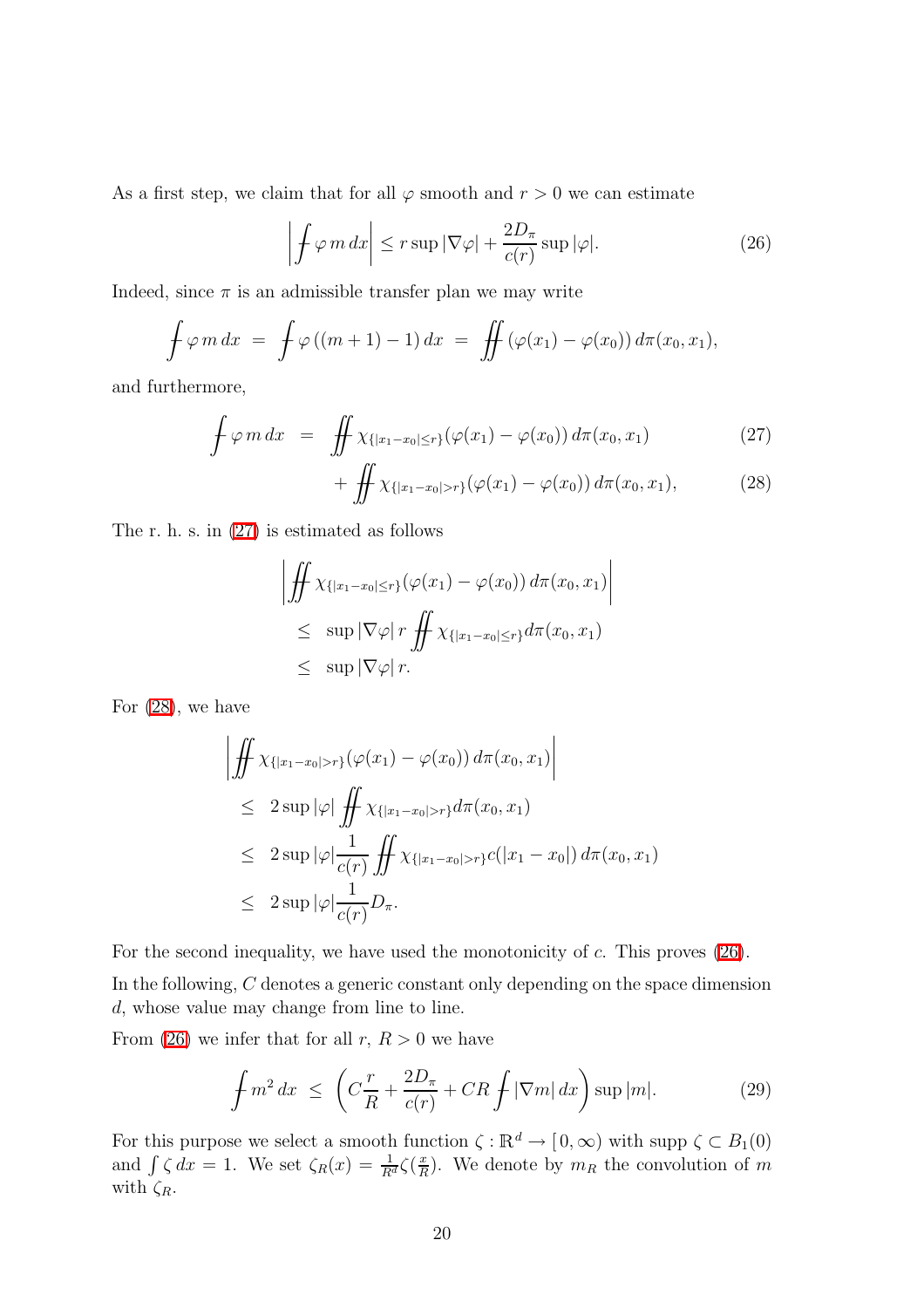As a first step, we claim that for all $\varphi$ smooth and $r > 0$ we can estimate

$$\left| \fint \varphi \, m \, dx \right| \le r \sup |\nabla \varphi| + \frac{2D_\pi}{c(r)} \sup |\varphi|. \tag{26}$$

Indeed, since $\pi$ is an admissible transfer plan we may write

$$\fint \varphi \, m \, dx \;=\; \fint \varphi \left( (m+1) - 1 \right) dx \;=\; \fint\!\!\!\!\fint (\varphi(x_1) - \varphi(x_0)) \, d\pi(x_0, x_1),$$

and furthermore,

$$\begin{aligned} \fint \varphi \, m \, dx \;&=\; \fint\!\!\!\!\fint \chi_{\{|x_1 - x_0| \le r\}} (\varphi(x_1) - \varphi(x_0)) \, d\pi(x_0, x_1) && (27) \\ &\quad + \fint\!\!\!\!\fint \chi_{\{|x_1 - x_0| > r\}} (\varphi(x_1) - \varphi(x_0)) \, d\pi(x_0, x_1), && (28) \end{aligned}$$

The r. h. s. in (27) is estimated as follows

$$\begin{aligned} &\left| \fint\!\!\!\!\fint \chi_{\{|x_1 - x_0| \le r\}} (\varphi(x_1) - \varphi(x_0)) \, d\pi(x_0, x_1) \right| \\ &\le\; \sup |\nabla \varphi| \, r \fint\!\!\!\!\fint \chi_{\{|x_1 - x_0| \le r\}} d\pi(x_0, x_1) \\ &\le\; \sup |\nabla \varphi| \, r. \end{aligned}$$

For (28), we have

$$\begin{aligned} &\left| \fint\!\!\!\!\fint \chi_{\{|x_1 - x_0| > r\}} (\varphi(x_1) - \varphi(x_0)) \, d\pi(x_0, x_1) \right| \\ &\le\; 2 \sup |\varphi| \fint\!\!\!\!\fint \chi_{\{|x_1 - x_0| > r\}} d\pi(x_0, x_1) \\ &\le\; 2 \sup |\varphi| \frac{1}{c(r)} \fint\!\!\!\!\fint \chi_{\{|x_1 - x_0| > r\}} c(|x_1 - x_0|) \, d\pi(x_0, x_1) \\ &\le\; 2 \sup |\varphi| \frac{1}{c(r)} D_\pi. \end{aligned}$$

For the second inequality, we have used the monotonicity of $c$. This proves (26).

In the following, $C$ denotes a generic constant only depending on the space dimension $d$, whose value may change from line to line.

From (26) we infer that for all $r$, $R > 0$ we have

$$\fint m^2 \, dx \;\le\; \left( C \frac{r}{R} + \frac{2D_\pi}{c(r)} + CR \fint |\nabla m| \, dx \right) \sup |m|. \tag{29}$$

For this purpose we select a smooth function $\zeta : \mathbb{R}^d \to [0, \infty)$ with $\operatorname{supp} \zeta \subset B_1(0)$ and $\int \zeta \, dx = 1$. We set $\zeta_R(x) = \frac{1}{R^d} \zeta(\frac{x}{R})$. We denote by $m_R$ the convolution of $m$ with $\zeta_R$.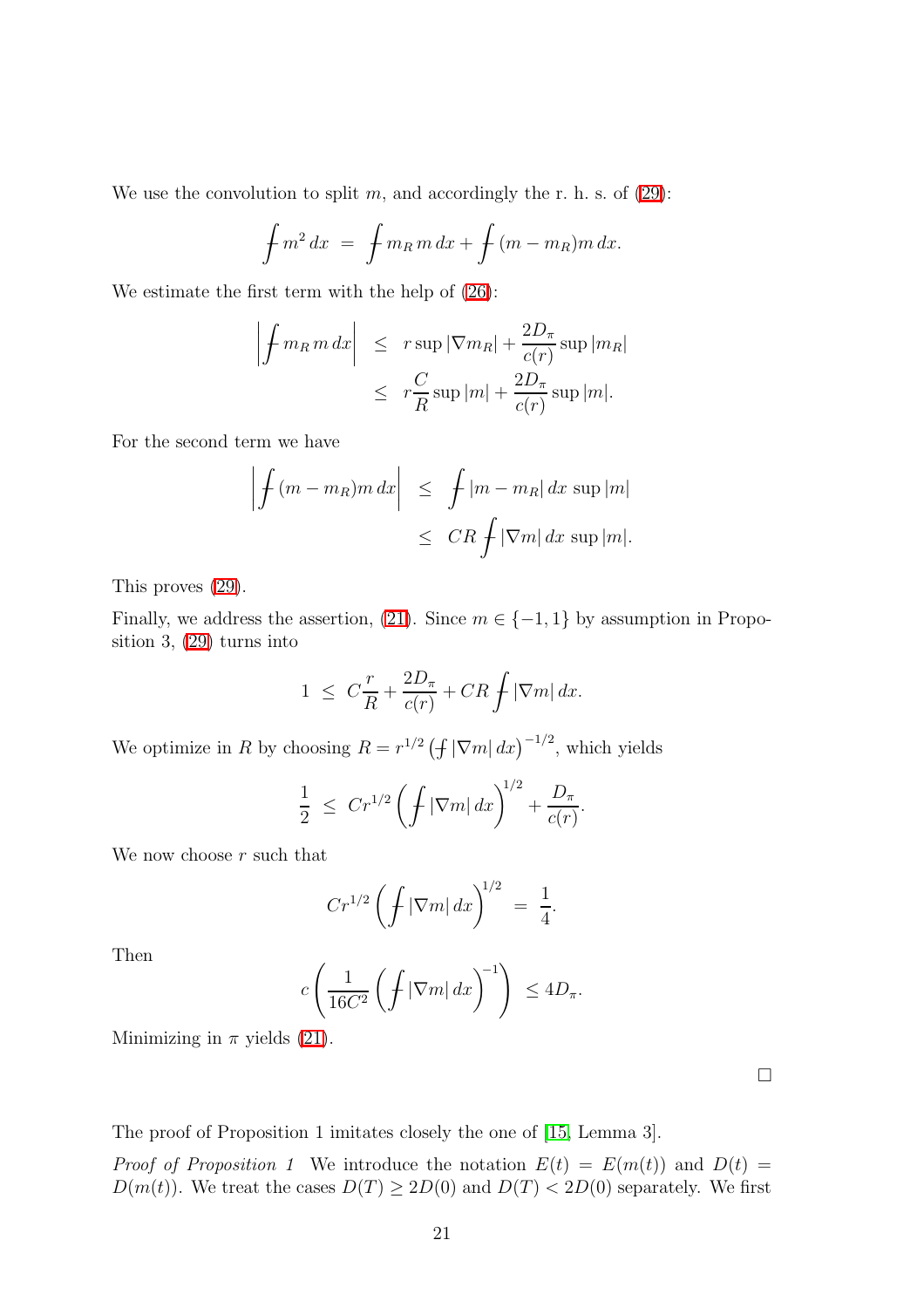We use the convolution to split $m$, and accordingly the r. h. s. of (29):

$$\fint m^2\,dx \;=\; \fint m_R\, m\,dx + \fint (m - m_R) m\,dx.$$

We estimate the first term with the help of (26):

$$\begin{aligned}
\left|\fint m_R\, m\,dx\right| \;&\leq\; r \sup|\nabla m_R| + \frac{2D_\pi}{c(r)}\sup|m_R| \\
&\leq\; r\frac{C}{R}\sup|m| + \frac{2D_\pi}{c(r)}\sup|m|.
\end{aligned}$$

For the second term we have

$$\begin{aligned}
\left|\fint (m - m_R) m\,dx\right| \;&\leq\; \fint |m - m_R|\,dx\,\sup|m| \\
&\leq\; CR\fint |\nabla m|\,dx\,\sup|m|.
\end{aligned}$$

This proves (29).

Finally, we address the assertion, (21). Since $m \in \{-1, 1\}$ by assumption in Proposition 3, (29) turns into

$$1 \;\leq\; C\frac{r}{R} + \frac{2D_\pi}{c(r)} + CR\fint |\nabla m|\,dx.$$

We optimize in $R$ by choosing $R = r^{1/2}\left(\fint |\nabla m|\,dx\right)^{-1/2}$, which yields

$$\frac{1}{2} \;\leq\; Cr^{1/2}\left(\fint |\nabla m|\,dx\right)^{1/2} + \frac{D_\pi}{c(r)}.$$

We now choose $r$ such that

$$Cr^{1/2}\left(\fint |\nabla m|\,dx\right)^{1/2} \;=\; \frac{1}{4}.$$

Then

$$c\left(\frac{1}{16C^2}\left(\fint |\nabla m|\,dx\right)^{-1}\right) \;\leq 4D_\pi.$$

Minimizing in $\pi$ yields (21).

$\square$

The proof of Proposition 1 imitates closely the one of [15, Lemma 3].

*Proof of Proposition 1* We introduce the notation $E(t) = E(m(t))$ and $D(t) = D(m(t))$. We treat the cases $D(T) \geq 2D(0)$ and $D(T) < 2D(0)$ separately. We first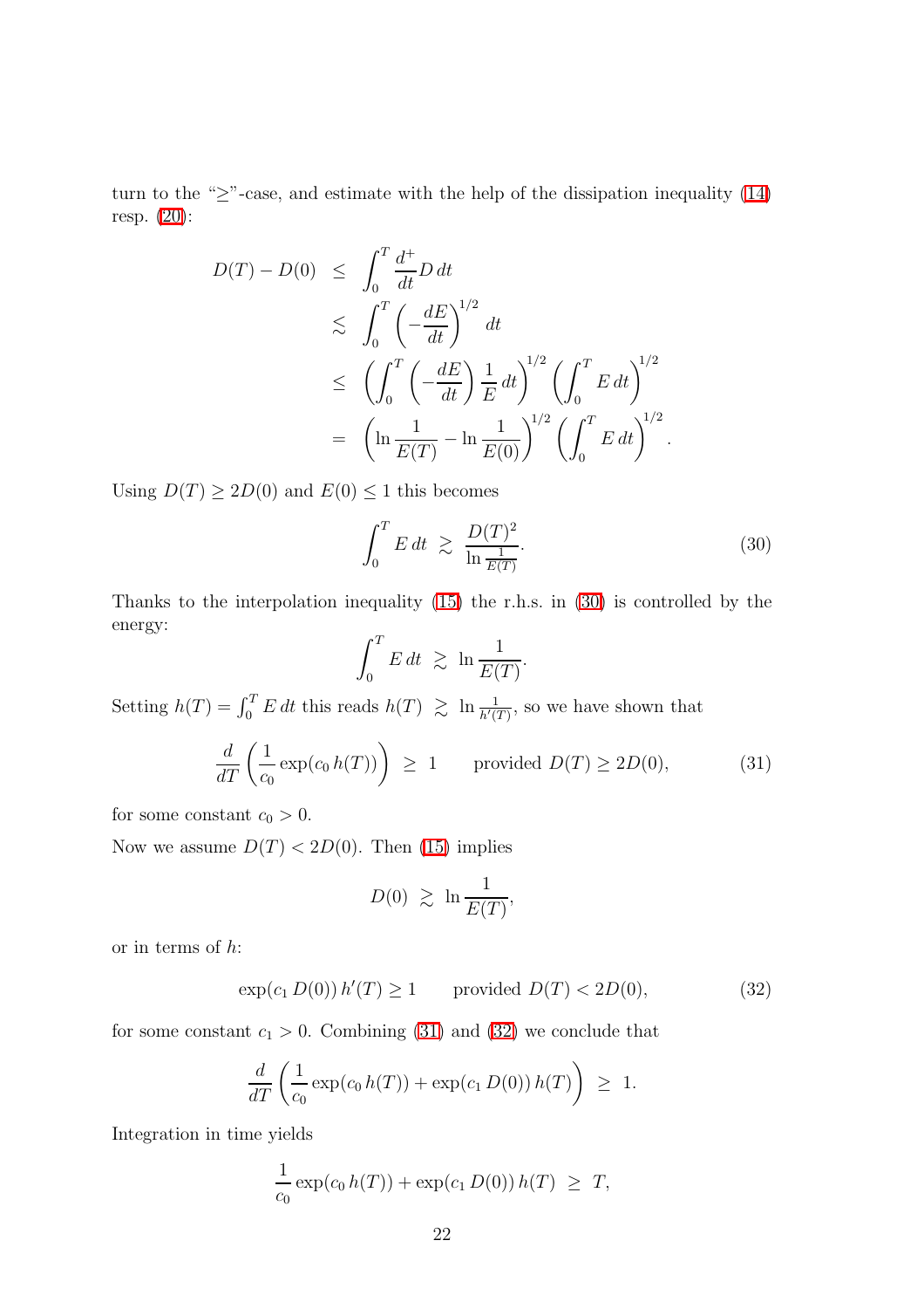turn to the "$\geq$"-case, and estimate with the help of the dissipation inequality (14) resp. (20):

$$
\begin{aligned}
D(T) - D(0) &\leq \int_0^T \frac{d^+}{dt} D \, dt \\
&\lesssim \int_0^T \left( -\frac{dE}{dt} \right)^{1/2} dt \\
&\leq \left( \int_0^T \left( -\frac{dE}{dt} \right) \frac{1}{E} \, dt \right)^{1/2} \left( \int_0^T E \, dt \right)^{1/2} \\
&= \left( \ln \frac{1}{E(T)} - \ln \frac{1}{E(0)} \right)^{1/2} \left( \int_0^T E \, dt \right)^{1/2}.
\end{aligned}
$$

Using $D(T) \geq 2D(0)$ and $E(0) \leq 1$ this becomes

$$
\int_0^T E \, dt \gtrsim \frac{D(T)^2}{\ln \frac{1}{E(T)}}. \tag{30}
$$

Thanks to the interpolation inequality (15) the r.h.s. in (30) is controlled by the energy:

$$
\int_0^T E \, dt \gtrsim \ln \frac{1}{E(T)}.
$$

Setting $h(T) = \int_0^T E \, dt$ this reads $h(T) \gtrsim \ln \frac{1}{h'(T)}$, so we have shown that

$$
\frac{d}{dT} \left( \frac{1}{c_0} \exp(c_0 \, h(T)) \right) \geq 1 \qquad \text{provided } D(T) \geq 2D(0), \tag{31}
$$

for some constant $c_0 > 0$.

Now we assume $D(T) < 2D(0)$. Then (15) implies

$$
D(0) \gtrsim \ln \frac{1}{E(T)},
$$

or in terms of $h$:

$$
\exp(c_1 \, D(0)) \, h'(T) \geq 1 \qquad \text{provided } D(T) < 2D(0), \tag{32}
$$

for some constant $c_1 > 0$. Combining (31) and (32) we conclude that

$$
\frac{d}{dT} \left( \frac{1}{c_0} \exp(c_0 \, h(T)) + \exp(c_1 \, D(0)) \, h(T) \right) \geq 1.
$$

Integration in time yields

$$
\frac{1}{c_0} \exp(c_0 \, h(T)) + \exp(c_1 \, D(0)) \, h(T) \geq T,
$$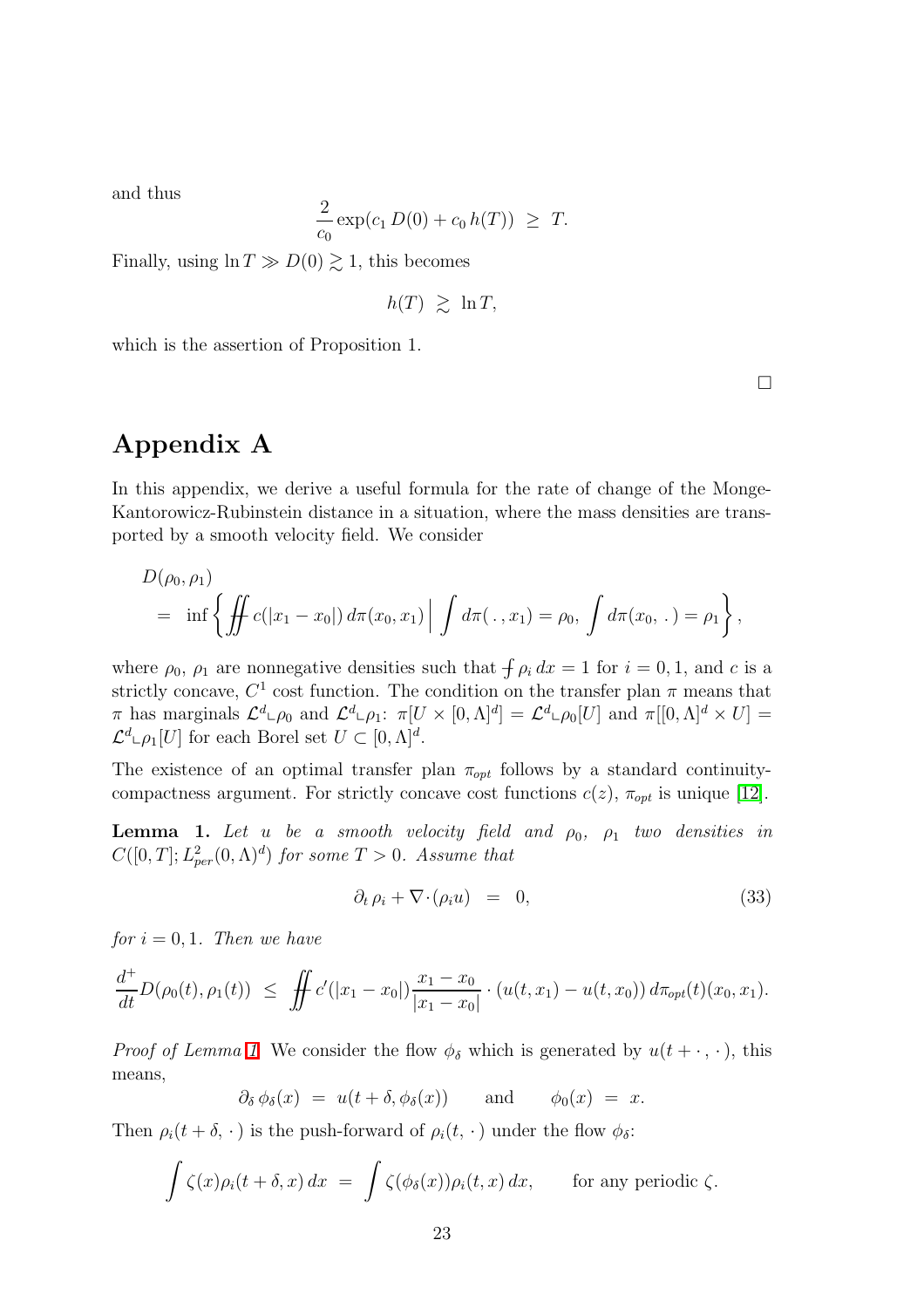and thus

$$\frac{2}{c_0}\exp(c_1\, D(0) + c_0\, h(T)) \;\geq\; T.$$

Finally, using $\ln T \gg D(0) \gtrsim 1$, this becomes

$$h(T) \;\gtrsim\; \ln T,$$

which is the assertion of Proposition 1.

□

# Appendix A

In this appendix, we derive a useful formula for the rate of change of the Monge-Kantorowicz-Rubinstein distance in a situation, where the mass densities are transported by a smooth velocity field. We consider

$$\begin{aligned}
&D(\rho_0, \rho_1) \\
&\quad = \;\inf\left\{ \fint\!\!\fint c(|x_1 - x_0|)\, d\pi(x_0, x_1) \,\Big|\, \int d\pi(\,.\,, x_1) = \rho_0,\, \int d\pi(x_0,\,.\,) = \rho_1 \right\},
\end{aligned}$$

where $\rho_0$, $\rho_1$ are nonnegative densities such that $\fint \rho_i\, dx = 1$ for $i = 0, 1$, and $c$ is a strictly concave, $C^1$ cost function. The condition on the transfer plan $\pi$ means that $\pi$ has marginals $\mathcal{L}^d \llcorner \rho_0$ and $\mathcal{L}^d \llcorner \rho_1$: $\pi[U \times [0,\Lambda]^d] = \mathcal{L}^d \llcorner \rho_0[U]$ and $\pi[[0,\Lambda]^d \times U] = \mathcal{L}^d \llcorner \rho_1[U]$ for each Borel set $U \subset [0,\Lambda]^d$.

The existence of an optimal transfer plan $\pi_{opt}$ follows by a standard continuity-compactness argument. For strictly concave cost functions $c(z)$, $\pi_{opt}$ is unique [12].

**Lemma 1.** *Let $u$ be a smooth velocity field and $\rho_0$, $\rho_1$ two densities in $C([0,T]; L^2_{per}(0,\Lambda)^d)$ for some $T > 0$. Assume that*

$$\partial_t\, \rho_i + \nabla \cdot (\rho_i u) \;\;=\;\; 0, \tag{33}$$

*for $i = 0, 1$. Then we have*

$$\frac{d^+}{dt} D(\rho_0(t), \rho_1(t)) \;\leq\; \fint\!\!\fint c'(|x_1 - x_0|) \frac{x_1 - x_0}{|x_1 - x_0|} \cdot (u(t, x_1) - u(t, x_0))\, d\pi_{opt}(t)(x_0, x_1).$$

*Proof of Lemma 1.* We consider the flow $\phi_\delta$ which is generated by $u(t + \cdot\,, \cdot)$, this means,

$$\partial_\delta\, \phi_\delta(x) \;=\; u(t + \delta, \phi_\delta(x)) \qquad \text{and} \qquad \phi_0(x) \;=\; x.$$

Then $\rho_i(t + \delta,\, \cdot\,)$ is the push-forward of $\rho_i(t,\, \cdot\,)$ under the flow $\phi_\delta$:

$$\int \zeta(x) \rho_i(t + \delta, x)\, dx \;=\; \int \zeta(\phi_\delta(x)) \rho_i(t, x)\, dx, \qquad \text{for any periodic } \zeta.$$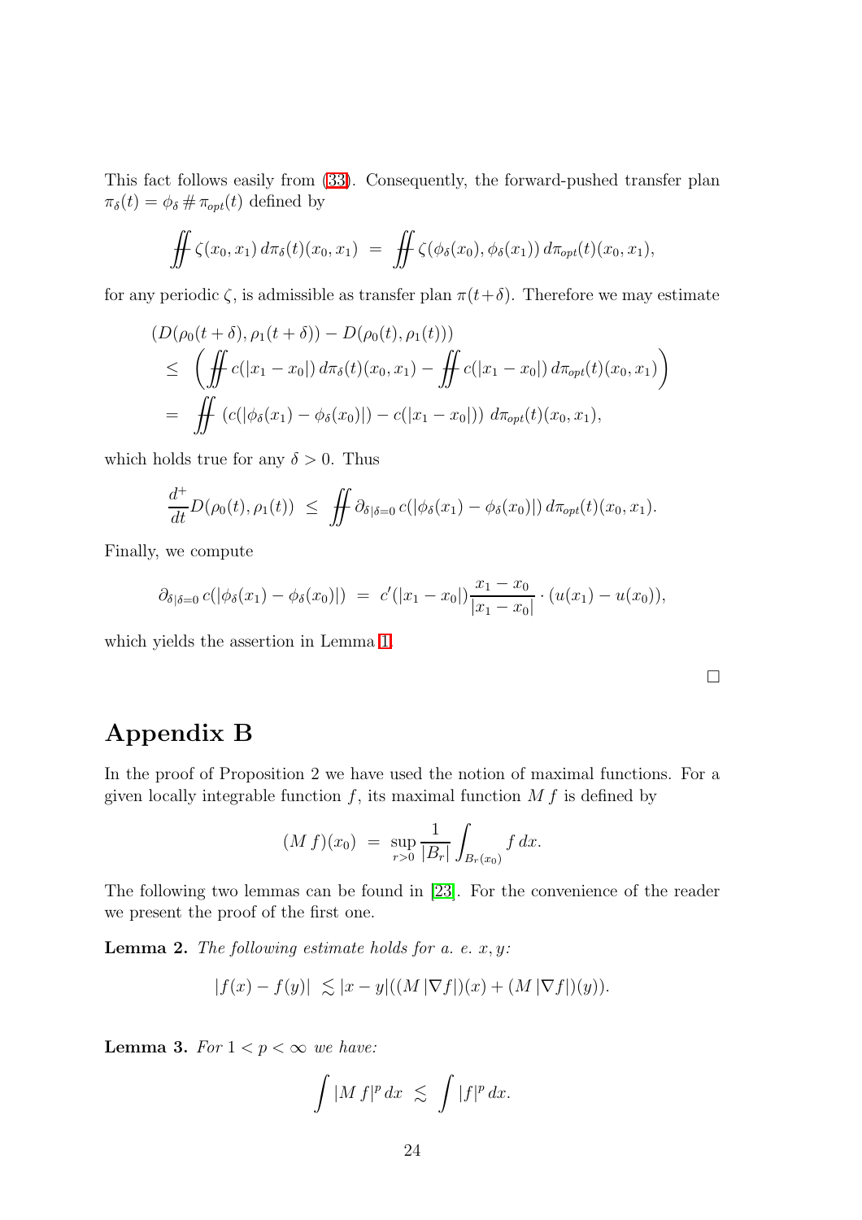This fact follows easily from (33). Consequently, the forward-pushed transfer plan $\pi_\delta(t) = \phi_\delta \,\#\, \pi_{opt}(t)$ defined by

$$\iint \zeta(x_0, x_1)\, d\pi_\delta(t)(x_0, x_1) \;=\; \iint \zeta(\phi_\delta(x_0), \phi_\delta(x_1))\, d\pi_{opt}(t)(x_0, x_1),$$

for any periodic $\zeta$, is admissible as transfer plan $\pi(t+\delta)$. Therefore we may estimate

$$\begin{aligned}
&(D(\rho_0(t+\delta), \rho_1(t+\delta)) - D(\rho_0(t), \rho_1(t))) \\
&\leq \left( \iint c(|x_1 - x_0|)\, d\pi_\delta(t)(x_0, x_1) - \iint c(|x_1 - x_0|)\, d\pi_{opt}(t)(x_0, x_1) \right) \\
&= \iint \left( c(|\phi_\delta(x_1) - \phi_\delta(x_0)|) - c(|x_1 - x_0|) \right) d\pi_{opt}(t)(x_0, x_1),
\end{aligned}$$

which holds true for any $\delta > 0$. Thus

$$\frac{d^+}{dt} D(\rho_0(t), \rho_1(t)) \;\leq\; \iint \partial_{\delta|\delta=0}\, c(|\phi_\delta(x_1) - \phi_\delta(x_0)|)\, d\pi_{opt}(t)(x_0, x_1).$$

Finally, we compute

$$\partial_{\delta|\delta=0}\, c(|\phi_\delta(x_1) - \phi_\delta(x_0)|) \;=\; c'(|x_1 - x_0|) \frac{x_1 - x_0}{|x_1 - x_0|} \cdot (u(x_1) - u(x_0)),$$

which yields the assertion in Lemma 1.

□

# Appendix B

In the proof of Proposition 2 we have used the notion of maximal functions. For a given locally integrable function $f$, its maximal function $M\, f$ is defined by

$$(M\, f)(x_0) \;=\; \sup_{r>0} \frac{1}{|B_r|} \int_{B_r(x_0)} f\, dx.$$

The following two lemmas can be found in [23]. For the convenience of the reader we present the proof of the first one.

**Lemma 2.** *The following estimate holds for a. e. $x, y$:*

$$|f(x) - f(y)| \;\lesssim |x - y|((M\, |\nabla f|)(x) + (M\, |\nabla f|)(y)).$$

**Lemma 3.** *For $1 < p < \infty$ we have:*

$$\int |M\, f|^p\, dx \;\lesssim\; \int |f|^p\, dx.$$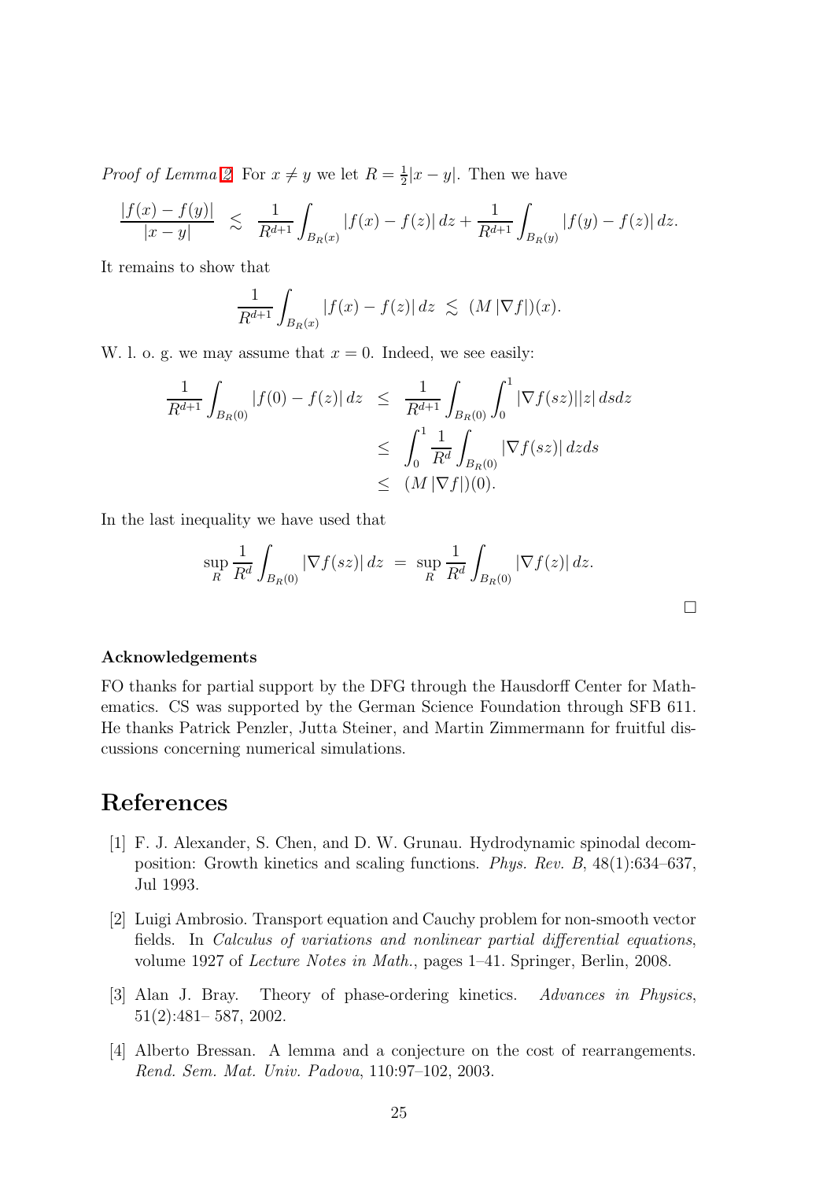*Proof of Lemma 2.* For $x \neq y$ we let $R = \frac{1}{2}|x-y|$. Then we have

$$\frac{|f(x)-f(y)|}{|x-y|} \;\lesssim\; \frac{1}{R^{d+1}} \int_{B_R(x)} |f(x)-f(z)|\,dz + \frac{1}{R^{d+1}} \int_{B_R(y)} |f(y)-f(z)|\,dz.$$

It remains to show that

$$\frac{1}{R^{d+1}} \int_{B_R(x)} |f(x)-f(z)|\,dz \;\lesssim\; (M\,|\nabla f|)(x).$$

W. l. o. g. we may assume that $x = 0$. Indeed, we see easily:

$$\begin{aligned}
\frac{1}{R^{d+1}} \int_{B_R(0)} |f(0)-f(z)|\,dz \;&\leq\; \frac{1}{R^{d+1}} \int_{B_R(0)} \int_0^1 |\nabla f(sz)||z|\,dsdz \\
&\leq\; \int_0^1 \frac{1}{R^d} \int_{B_R(0)} |\nabla f(sz)|\,dzds \\
&\leq\; (M\,|\nabla f|)(0).
\end{aligned}$$

In the last inequality we have used that

$$\sup_R \frac{1}{R^d} \int_{B_R(0)} |\nabla f(sz)|\,dz \;=\; \sup_R \frac{1}{R^d} \int_{B_R(0)} |\nabla f(z)|\,dz.$$

$\square$

**Acknowledgements**

FO thanks for partial support by the DFG through the Hausdorff Center for Mathematics. CS was supported by the German Science Foundation through SFB 611. He thanks Patrick Penzler, Jutta Steiner, and Martin Zimmermann for fruitful discussions concerning numerical simulations.

# References

[1] F. J. Alexander, S. Chen, and D. W. Grunau. Hydrodynamic spinodal decomposition: Growth kinetics and scaling functions. *Phys. Rev. B*, 48(1):634–637, Jul 1993.

[2] Luigi Ambrosio. Transport equation and Cauchy problem for non-smooth vector fields. In *Calculus of variations and nonlinear partial differential equations*, volume 1927 of *Lecture Notes in Math.*, pages 1–41. Springer, Berlin, 2008.

[3] Alan J. Bray. Theory of phase-ordering kinetics. *Advances in Physics*, 51(2):481– 587, 2002.

[4] Alberto Bressan. A lemma and a conjecture on the cost of rearrangements. *Rend. Sem. Mat. Univ. Padova*, 110:97–102, 2003.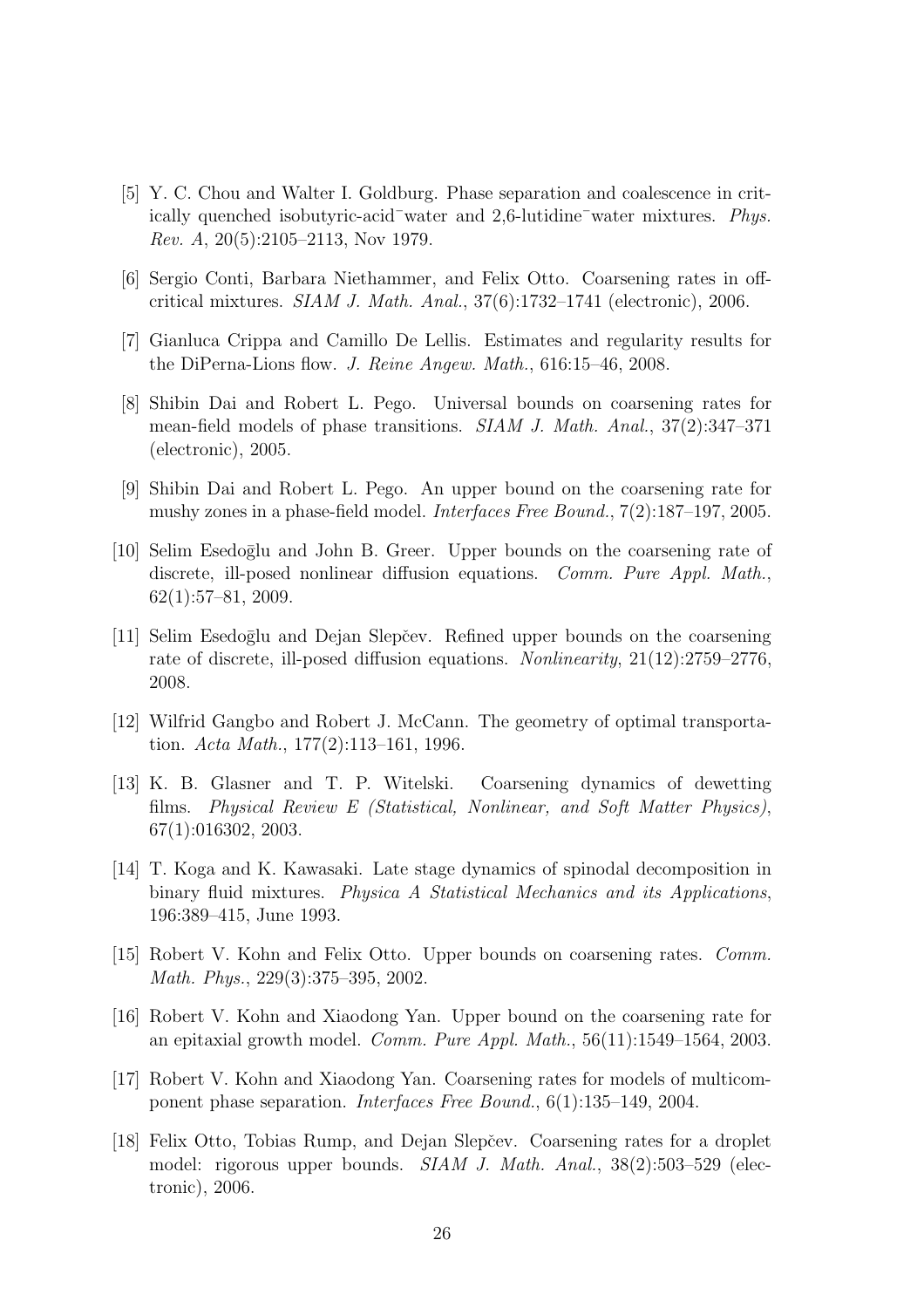[5] Y. C. Chou and Walter I. Goldburg. Phase separation and coalescence in critically quenched isobutyric-acid⁻water and 2,6-lutidine⁻water mixtures. *Phys. Rev. A*, 20(5):2105–2113, Nov 1979.

[6] Sergio Conti, Barbara Niethammer, and Felix Otto. Coarsening rates in off-critical mixtures. *SIAM J. Math. Anal.*, 37(6):1732–1741 (electronic), 2006.

[7] Gianluca Crippa and Camillo De Lellis. Estimates and regularity results for the DiPerna-Lions flow. *J. Reine Angew. Math.*, 616:15–46, 2008.

[8] Shibin Dai and Robert L. Pego. Universal bounds on coarsening rates for mean-field models of phase transitions. *SIAM J. Math. Anal.*, 37(2):347–371 (electronic), 2005.

[9] Shibin Dai and Robert L. Pego. An upper bound on the coarsening rate for mushy zones in a phase-field model. *Interfaces Free Bound.*, 7(2):187–197, 2005.

[10] Selim Esedoḡlu and John B. Greer. Upper bounds on the coarsening rate of discrete, ill-posed nonlinear diffusion equations. *Comm. Pure Appl. Math.*, 62(1):57–81, 2009.

[11] Selim Esedoḡlu and Dejan Slepčev. Refined upper bounds on the coarsening rate of discrete, ill-posed diffusion equations. *Nonlinearity*, 21(12):2759–2776, 2008.

[12] Wilfrid Gangbo and Robert J. McCann. The geometry of optimal transportation. *Acta Math.*, 177(2):113–161, 1996.

[13] K. B. Glasner and T. P. Witelski. Coarsening dynamics of dewetting films. *Physical Review E (Statistical, Nonlinear, and Soft Matter Physics)*, 67(1):016302, 2003.

[14] T. Koga and K. Kawasaki. Late stage dynamics of spinodal decomposition in binary fluid mixtures. *Physica A Statistical Mechanics and its Applications*, 196:389–415, June 1993.

[15] Robert V. Kohn and Felix Otto. Upper bounds on coarsening rates. *Comm. Math. Phys.*, 229(3):375–395, 2002.

[16] Robert V. Kohn and Xiaodong Yan. Upper bound on the coarsening rate for an epitaxial growth model. *Comm. Pure Appl. Math.*, 56(11):1549–1564, 2003.

[17] Robert V. Kohn and Xiaodong Yan. Coarsening rates for models of multicomponent phase separation. *Interfaces Free Bound.*, 6(1):135–149, 2004.

[18] Felix Otto, Tobias Rump, and Dejan Slepčev. Coarsening rates for a droplet model: rigorous upper bounds. *SIAM J. Math. Anal.*, 38(2):503–529 (electronic), 2006.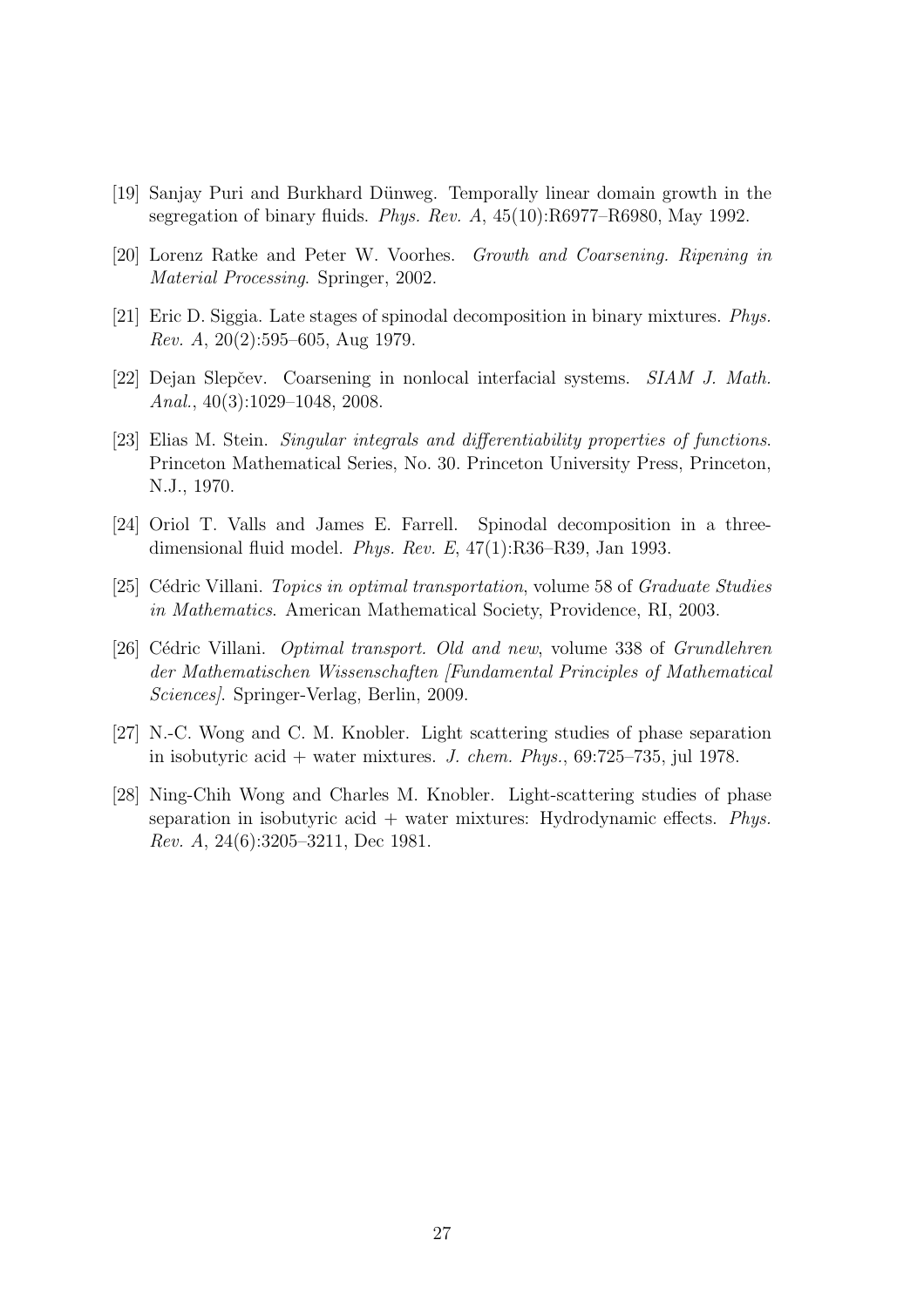[19] Sanjay Puri and Burkhard Dünweg. Temporally linear domain growth in the segregation of binary fluids. *Phys. Rev. A*, 45(10):R6977–R6980, May 1992.

[20] Lorenz Ratke and Peter W. Voorhes. *Growth and Coarsening. Ripening in Material Processing*. Springer, 2002.

[21] Eric D. Siggia. Late stages of spinodal decomposition in binary mixtures. *Phys. Rev. A*, 20(2):595–605, Aug 1979.

[22] Dejan Slepčev. Coarsening in nonlocal interfacial systems. *SIAM J. Math. Anal.*, 40(3):1029–1048, 2008.

[23] Elias M. Stein. *Singular integrals and differentiability properties of functions*. Princeton Mathematical Series, No. 30. Princeton University Press, Princeton, N.J., 1970.

[24] Oriol T. Valls and James E. Farrell. Spinodal decomposition in a three-dimensional fluid model. *Phys. Rev. E*, 47(1):R36–R39, Jan 1993.

[25] Cédric Villani. *Topics in optimal transportation*, volume 58 of *Graduate Studies in Mathematics*. American Mathematical Society, Providence, RI, 2003.

[26] Cédric Villani. *Optimal transport. Old and new*, volume 338 of *Grundlehren der Mathematischen Wissenschaften [Fundamental Principles of Mathematical Sciences]*. Springer-Verlag, Berlin, 2009.

[27] N.-C. Wong and C. M. Knobler. Light scattering studies of phase separation in isobutyric acid + water mixtures. *J. chem. Phys.*, 69:725–735, jul 1978.

[28] Ning-Chih Wong and Charles M. Knobler. Light-scattering studies of phase separation in isobutyric acid + water mixtures: Hydrodynamic effects. *Phys. Rev. A*, 24(6):3205–3211, Dec 1981.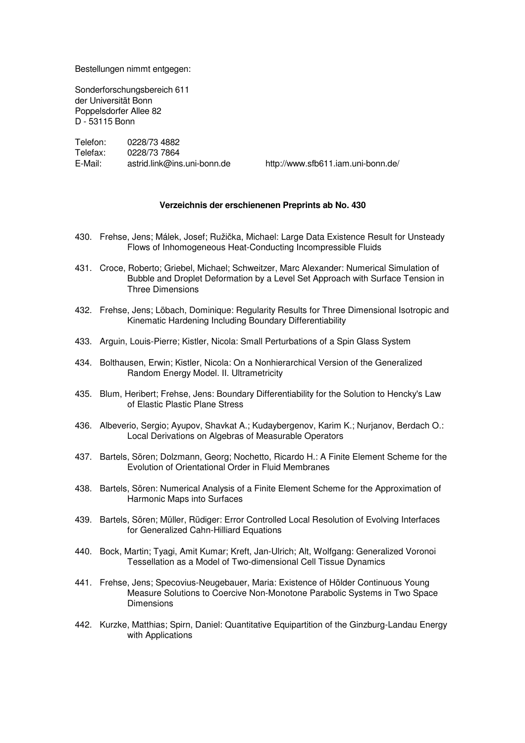Bestellungen nimmt entgegen:

Sonderforschungsbereich 611
der Universität Bonn
Poppelsdorfer Allee 82
D - 53115 Bonn

Telefon: 0228/73 4882
Telefax: 0228/73 7864
E-Mail: astrid.link@ins.uni-bonn.de http://www.sfb611.iam.uni-bonn.de/

**Verzeichnis der erschienenen Preprints ab No. 430**

430. Frehse, Jens; Málek, Josef; Ružička, Michael: Large Data Existence Result for Unsteady Flows of Inhomogeneous Heat-Conducting Incompressible Fluids

431. Croce, Roberto; Griebel, Michael; Schweitzer, Marc Alexander: Numerical Simulation of Bubble and Droplet Deformation by a Level Set Approach with Surface Tension in Three Dimensions

432. Frehse, Jens; Löbach, Dominique: Regularity Results for Three Dimensional Isotropic and Kinematic Hardening Including Boundary Differentiability

433. Arguin, Louis-Pierre; Kistler, Nicola: Small Perturbations of a Spin Glass System

434. Bolthausen, Erwin; Kistler, Nicola: On a Nonhierarchical Version of the Generalized Random Energy Model. II. Ultrametricity

435. Blum, Heribert; Frehse, Jens: Boundary Differentiability for the Solution to Hencky's Law of Elastic Plastic Plane Stress

436. Albeverio, Sergio; Ayupov, Shavkat A.; Kudaybergenov, Karim K.; Nurjanov, Berdach O.: Local Derivations on Algebras of Measurable Operators

437. Bartels, Sören; Dolzmann, Georg; Nochetto, Ricardo H.: A Finite Element Scheme for the Evolution of Orientational Order in Fluid Membranes

438. Bartels, Sören: Numerical Analysis of a Finite Element Scheme for the Approximation of Harmonic Maps into Surfaces

439. Bartels, Sören; Müller, Rüdiger: Error Controlled Local Resolution of Evolving Interfaces for Generalized Cahn-Hilliard Equations

440. Bock, Martin; Tyagi, Amit Kumar; Kreft, Jan-Ulrich; Alt, Wolfgang: Generalized Voronoi Tessellation as a Model of Two-dimensional Cell Tissue Dynamics

441. Frehse, Jens; Specovius-Neugebauer, Maria: Existence of Hölder Continuous Young Measure Solutions to Coercive Non-Monotone Parabolic Systems in Two Space Dimensions

442. Kurzke, Matthias; Spirn, Daniel: Quantitative Equipartition of the Ginzburg-Landau Energy with Applications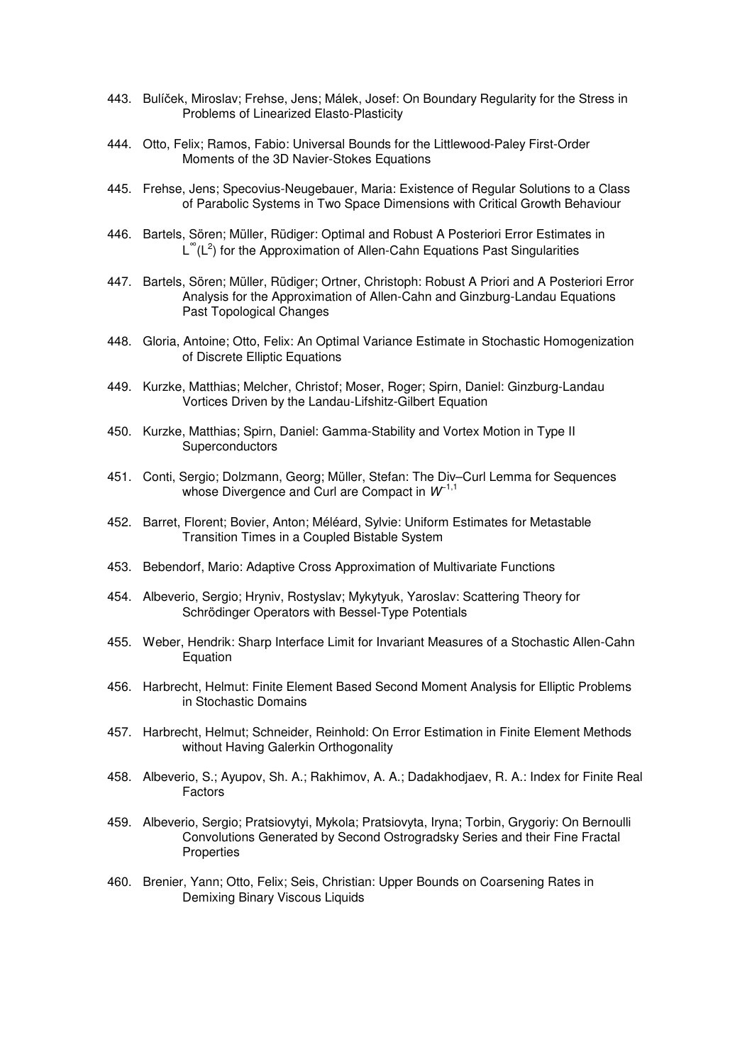443. Bulíček, Miroslav; Frehse, Jens; Málek, Josef: On Boundary Regularity for the Stress in Problems of Linearized Elasto-Plasticity

444. Otto, Felix; Ramos, Fabio: Universal Bounds for the Littlewood-Paley First-Order Moments of the 3D Navier-Stokes Equations

445. Frehse, Jens; Specovius-Neugebauer, Maria: Existence of Regular Solutions to a Class of Parabolic Systems in Two Space Dimensions with Critical Growth Behaviour

446. Bartels, Sören; Müller, Rüdiger: Optimal and Robust A Posteriori Error Estimates in $L^{\infty}(L^2)$ for the Approximation of Allen-Cahn Equations Past Singularities

447. Bartels, Sören; Müller, Rüdiger; Ortner, Christoph: Robust A Priori and A Posteriori Error Analysis for the Approximation of Allen-Cahn and Ginzburg-Landau Equations Past Topological Changes

448. Gloria, Antoine; Otto, Felix: An Optimal Variance Estimate in Stochastic Homogenization of Discrete Elliptic Equations

449. Kurzke, Matthias; Melcher, Christof; Moser, Roger; Spirn, Daniel: Ginzburg-Landau Vortices Driven by the Landau-Lifshitz-Gilbert Equation

450. Kurzke, Matthias; Spirn, Daniel: Gamma-Stability and Vortex Motion in Type II Superconductors

451. Conti, Sergio; Dolzmann, Georg; Müller, Stefan: The Div–Curl Lemma for Sequences whose Divergence and Curl are Compact in $W^{-1,1}$

452. Barret, Florent; Bovier, Anton; Méléard, Sylvie: Uniform Estimates for Metastable Transition Times in a Coupled Bistable System

453. Bebendorf, Mario: Adaptive Cross Approximation of Multivariate Functions

454. Albeverio, Sergio; Hryniv, Rostyslav; Mykytyuk, Yaroslav: Scattering Theory for Schrödinger Operators with Bessel-Type Potentials

455. Weber, Hendrik: Sharp Interface Limit for Invariant Measures of a Stochastic Allen-Cahn Equation

456. Harbrecht, Helmut: Finite Element Based Second Moment Analysis for Elliptic Problems in Stochastic Domains

457. Harbrecht, Helmut; Schneider, Reinhold: On Error Estimation in Finite Element Methods without Having Galerkin Orthogonality

458. Albeverio, S.; Ayupov, Sh. A.; Rakhimov, A. A.; Dadakhodjaev, R. A.: Index for Finite Real Factors

459. Albeverio, Sergio; Pratsiovytyi, Mykola; Pratsiovyta, Iryna; Torbin, Grygoriy: On Bernoulli Convolutions Generated by Second Ostrogradsky Series and their Fine Fractal Properties

460. Brenier, Yann; Otto, Felix; Seis, Christian: Upper Bounds on Coarsening Rates in Demixing Binary Viscous Liquids